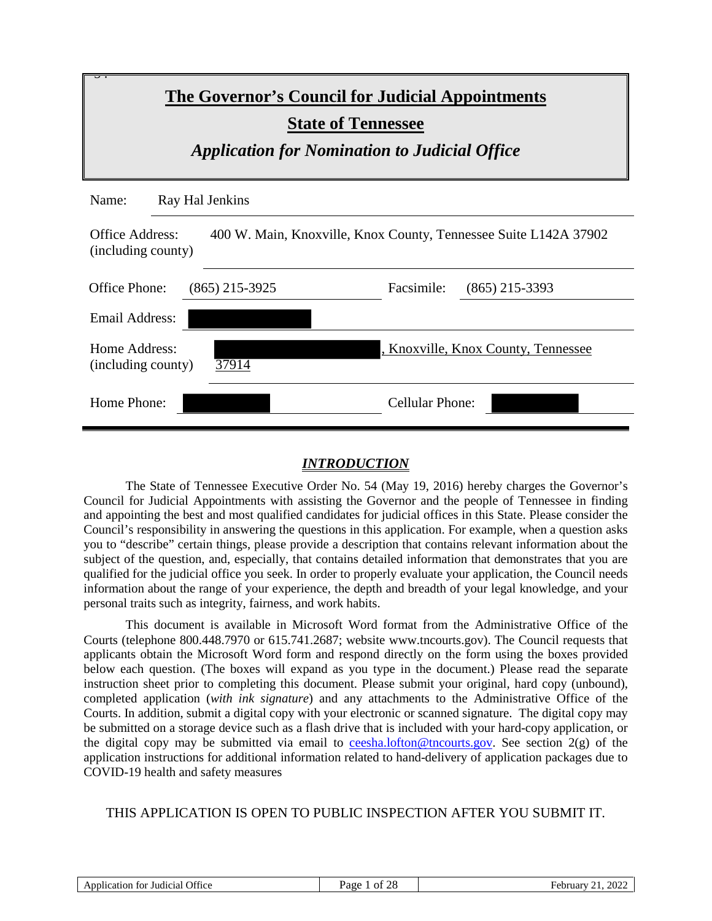# The Governor's Council for Judicial Appointments

## State of Tennessee

### *Application for Nomination to Judicial Office*

| | |
|---|---|
| Name: | Ray Hal Jenkins |
| Office Address: (including county) | 400 W. Main, Knoxville, Knox County, Tennessee Suite L142A 37902 |
| Office Phone: | (865) 215-3925 |
| Facsimile: | (865) 215-3393 |
| Email Address: | |
| Home Address: (including county) | , Knoxville, Knox County, Tennessee 37914 |
| Home Phone: | |
| Cellular Phone: | |

## *INTRODUCTION*

The State of Tennessee Executive Order No. 54 (May 19, 2016) hereby charges the Governor's Council for Judicial Appointments with assisting the Governor and the people of Tennessee in finding and appointing the best and most qualified candidates for judicial offices in this State. Please consider the Council's responsibility in answering the questions in this application. For example, when a question asks you to "describe" certain things, please provide a description that contains relevant information about the subject of the question, and, especially, that contains detailed information that demonstrates that you are qualified for the judicial office you seek. In order to properly evaluate your application, the Council needs information about the range of your experience, the depth and breadth of your legal knowledge, and your personal traits such as integrity, fairness, and work habits.

This document is available in Microsoft Word format from the Administrative Office of the Courts (telephone 800.448.7970 or 615.741.2687; website www.tncourts.gov). The Council requests that applicants obtain the Microsoft Word form and respond directly on the form using the boxes provided below each question. (The boxes will expand as you type in the document.) Please read the separate instruction sheet prior to completing this document. Please submit your original, hard copy (unbound), completed application (*with ink signature*) and any attachments to the Administrative Office of the Courts. In addition, submit a digital copy with your electronic or scanned signature. The digital copy may be submitted on a storage device such as a flash drive that is included with your hard-copy application, or the digital copy may be submitted via email to ceesha.lofton@tncourts.gov. See section 2(g) of the application instructions for additional information related to hand-delivery of application packages due to COVID-19 health and safety measures

THIS APPLICATION IS OPEN TO PUBLIC INSPECTION AFTER YOU SUBMIT IT.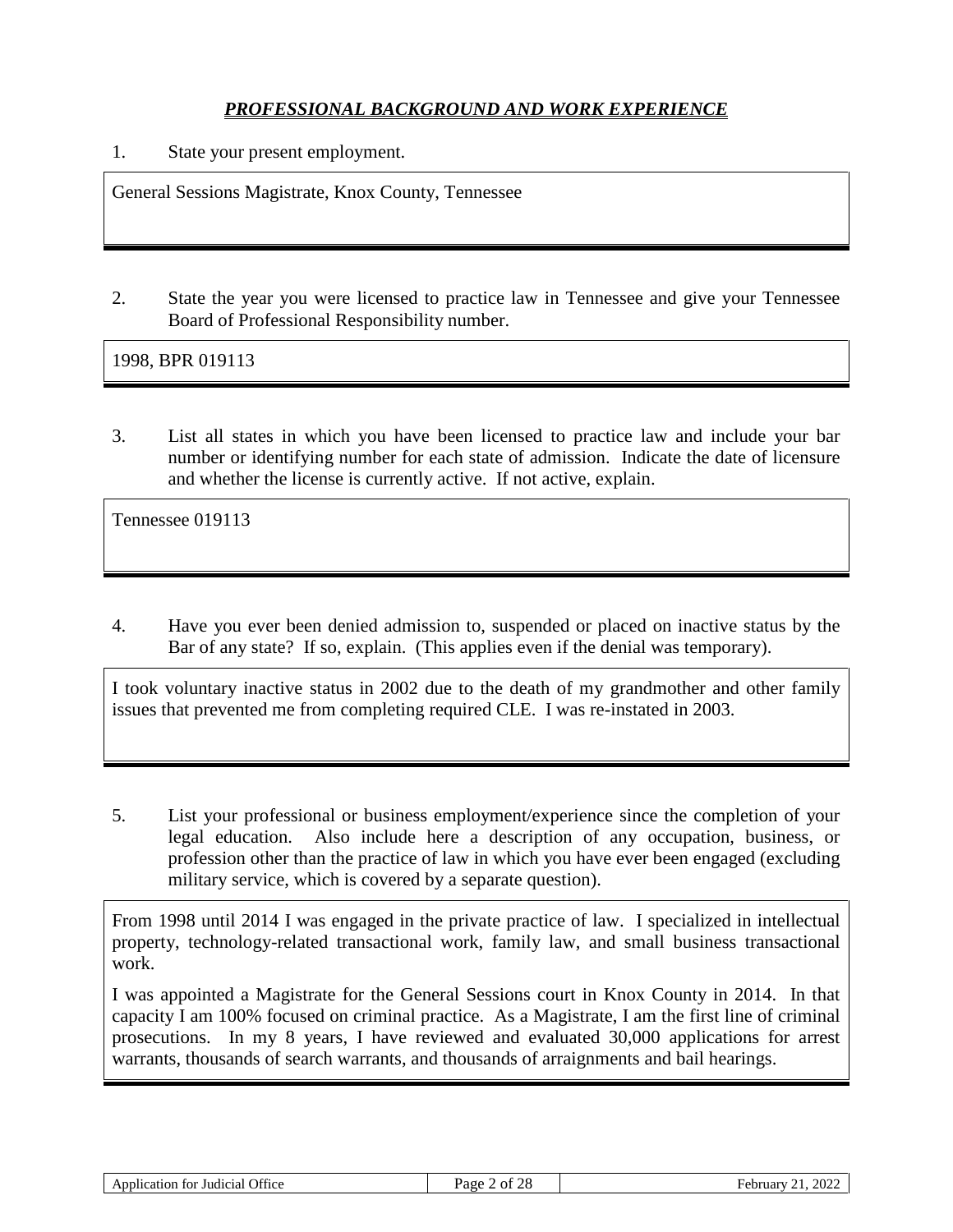## ***PROFESSIONAL BACKGROUND AND WORK EXPERIENCE***

1. State your present employment.

General Sessions Magistrate, Knox County, Tennessee

2. State the year you were licensed to practice law in Tennessee and give your Tennessee Board of Professional Responsibility number.

1998, BPR 019113

3. List all states in which you have been licensed to practice law and include your bar number or identifying number for each state of admission. Indicate the date of licensure and whether the license is currently active. If not active, explain.

Tennessee 019113

4. Have you ever been denied admission to, suspended or placed on inactive status by the Bar of any state? If so, explain. (This applies even if the denial was temporary).

I took voluntary inactive status in 2002 due to the death of my grandmother and other family issues that prevented me from completing required CLE. I was re-instated in 2003.

5. List your professional or business employment/experience since the completion of your legal education. Also include here a description of any occupation, business, or profession other than the practice of law in which you have ever been engaged (excluding military service, which is covered by a separate question).

From 1998 until 2014 I was engaged in the private practice of law. I specialized in intellectual property, technology-related transactional work, family law, and small business transactional work.

I was appointed a Magistrate for the General Sessions court in Knox County in 2014. In that capacity I am 100% focused on criminal practice. As a Magistrate, I am the first line of criminal prosecutions. In my 8 years, I have reviewed and evaluated 30,000 applications for arrest warrants, thousands of search warrants, and thousands of arraignments and bail hearings.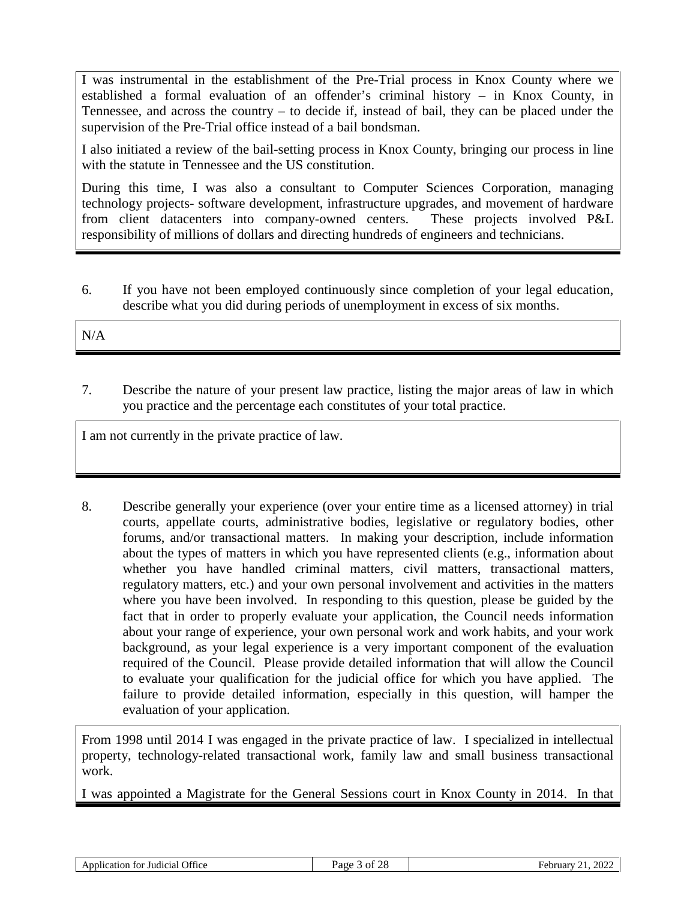I was instrumental in the establishment of the Pre-Trial process in Knox County where we established a formal evaluation of an offender's criminal history – in Knox County, in Tennessee, and across the country – to decide if, instead of bail, they can be placed under the supervision of the Pre-Trial office instead of a bail bondsman.

I also initiated a review of the bail-setting process in Knox County, bringing our process in line with the statute in Tennessee and the US constitution.

During this time, I was also a consultant to Computer Sciences Corporation, managing technology projects- software development, infrastructure upgrades, and movement of hardware from client datacenters into company-owned centers. These projects involved P&L responsibility of millions of dollars and directing hundreds of engineers and technicians.

6. If you have not been employed continuously since completion of your legal education, describe what you did during periods of unemployment in excess of six months.

N/A

7. Describe the nature of your present law practice, listing the major areas of law in which you practice and the percentage each constitutes of your total practice.

I am not currently in the private practice of law.

8. Describe generally your experience (over your entire time as a licensed attorney) in trial courts, appellate courts, administrative bodies, legislative or regulatory bodies, other forums, and/or transactional matters. In making your description, include information about the types of matters in which you have represented clients (e.g., information about whether you have handled criminal matters, civil matters, transactional matters, regulatory matters, etc.) and your own personal involvement and activities in the matters where you have been involved. In responding to this question, please be guided by the fact that in order to properly evaluate your application, the Council needs information about your range of experience, your own personal work and work habits, and your work background, as your legal experience is a very important component of the evaluation required of the Council. Please provide detailed information that will allow the Council to evaluate your qualification for the judicial office for which you have applied. The failure to provide detailed information, especially in this question, will hamper the evaluation of your application.

From 1998 until 2014 I was engaged in the private practice of law. I specialized in intellectual property, technology-related transactional work, family law and small business transactional work.

I was appointed a Magistrate for the General Sessions court in Knox County in 2014. In that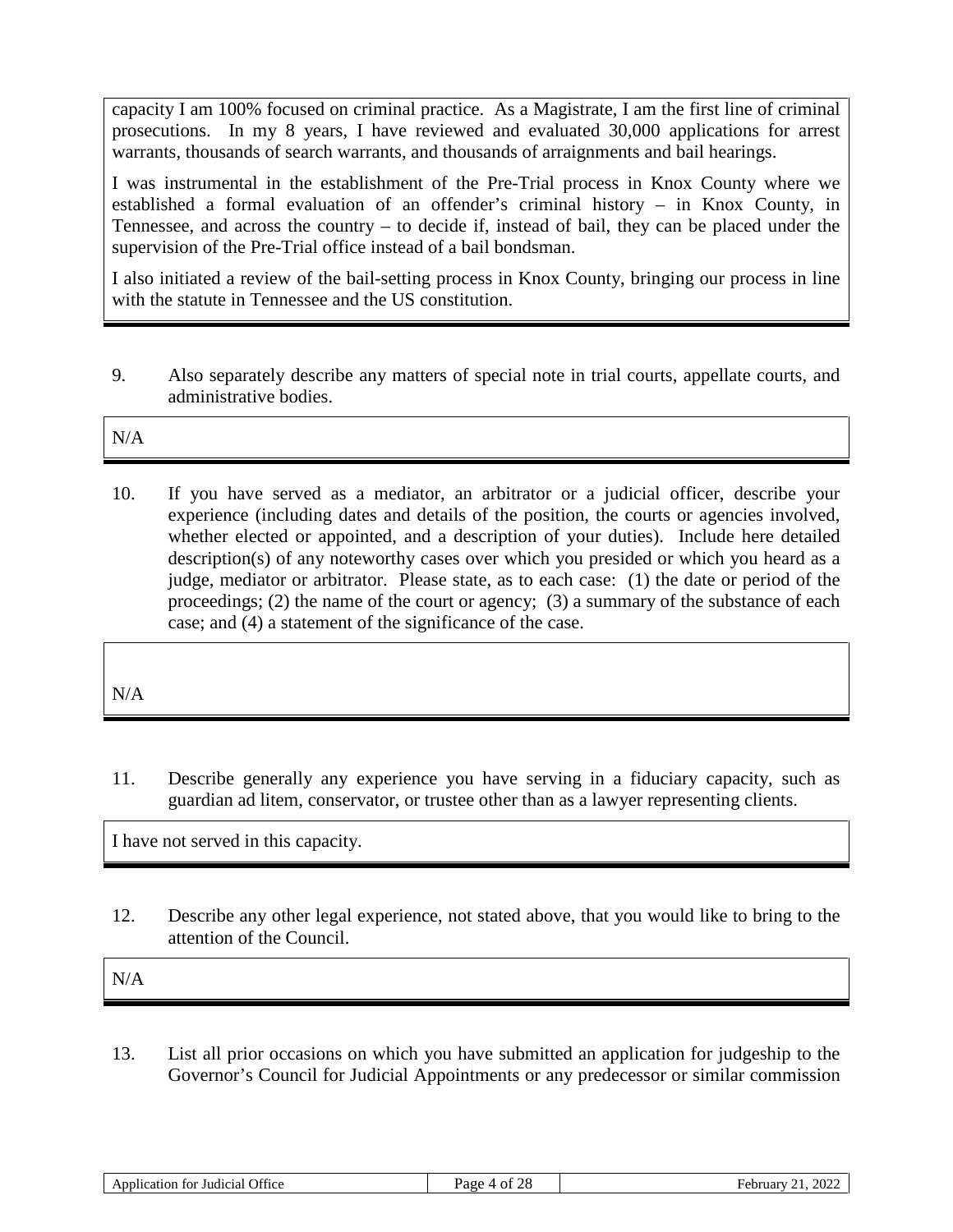capacity I am 100% focused on criminal practice. As a Magistrate, I am the first line of criminal prosecutions. In my 8 years, I have reviewed and evaluated 30,000 applications for arrest warrants, thousands of search warrants, and thousands of arraignments and bail hearings.

I was instrumental in the establishment of the Pre-Trial process in Knox County where we established a formal evaluation of an offender's criminal history – in Knox County, in Tennessee, and across the country – to decide if, instead of bail, they can be placed under the supervision of the Pre-Trial office instead of a bail bondsman.

I also initiated a review of the bail-setting process in Knox County, bringing our process in line with the statute in Tennessee and the US constitution.

9. Also separately describe any matters of special note in trial courts, appellate courts, and administrative bodies.

N/A

10. If you have served as a mediator, an arbitrator or a judicial officer, describe your experience (including dates and details of the position, the courts or agencies involved, whether elected or appointed, and a description of your duties). Include here detailed description(s) of any noteworthy cases over which you presided or which you heard as a judge, mediator or arbitrator. Please state, as to each case: (1) the date or period of the proceedings; (2) the name of the court or agency; (3) a summary of the substance of each case; and (4) a statement of the significance of the case.

N/A

11. Describe generally any experience you have serving in a fiduciary capacity, such as guardian ad litem, conservator, or trustee other than as a lawyer representing clients.

I have not served in this capacity.

12. Describe any other legal experience, not stated above, that you would like to bring to the attention of the Council.

N/A

13. List all prior occasions on which you have submitted an application for judgeship to the Governor's Council for Judicial Appointments or any predecessor or similar commission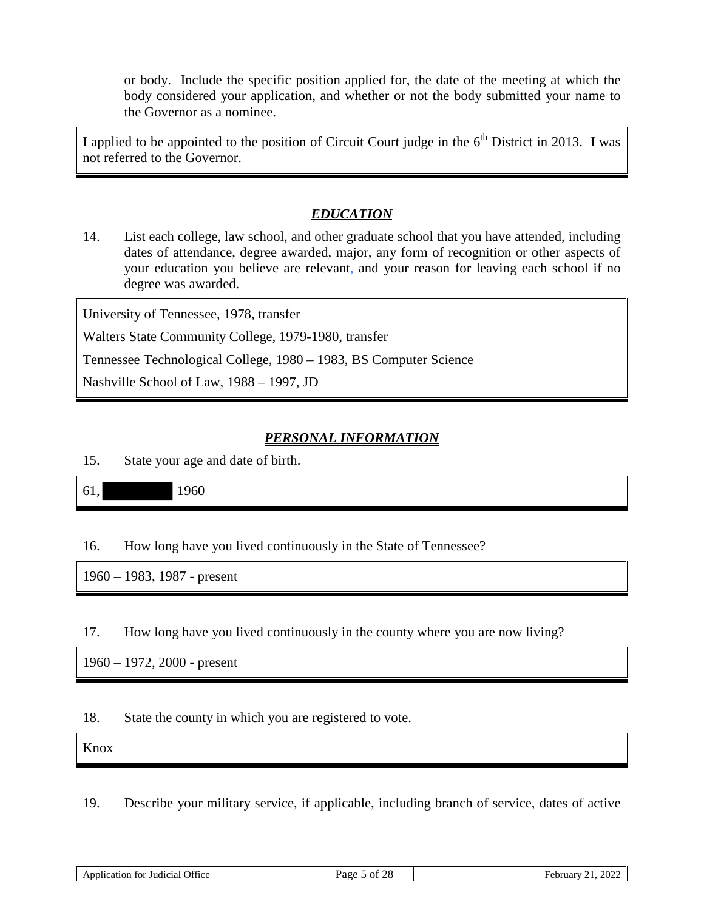or body. Include the specific position applied for, the date of the meeting at which the body considered your application, and whether or not the body submitted your name to the Governor as a nominee.

I applied to be appointed to the position of Circuit Court judge in the 6th District in 2013. I was not referred to the Governor.

## *EDUCATION*

14. List each college, law school, and other graduate school that you have attended, including dates of attendance, degree awarded, major, any form of recognition or other aspects of your education you believe are relevant, and your reason for leaving each school if no degree was awarded.

University of Tennessee, 1978, transfer

Walters State Community College, 1979-1980, transfer

Tennessee Technological College, 1980 – 1983, BS Computer Science

Nashville School of Law, 1988 – 1997, JD

## *PERSONAL INFORMATION*

15. State your age and date of birth.

61, [redacted] 1960

16. How long have you lived continuously in the State of Tennessee?

1960 – 1983, 1987 - present

17. How long have you lived continuously in the county where you are now living?

1960 – 1972, 2000 - present

18. State the county in which you are registered to vote.

Knox

19. Describe your military service, if applicable, including branch of service, dates of active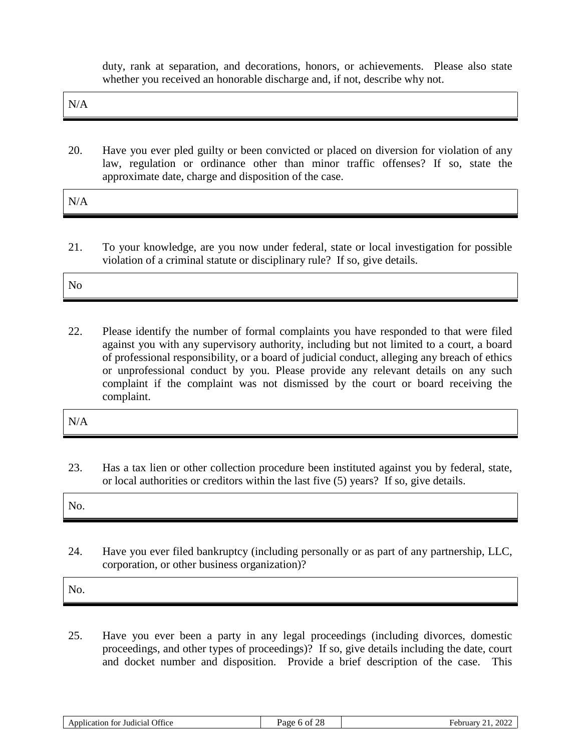duty, rank at separation, and decorations, honors, or achievements. Please also state whether you received an honorable discharge and, if not, describe why not.

N/A

20. Have you ever pled guilty or been convicted or placed on diversion for violation of any law, regulation or ordinance other than minor traffic offenses? If so, state the approximate date, charge and disposition of the case.

N/A

21. To your knowledge, are you now under federal, state or local investigation for possible violation of a criminal statute or disciplinary rule? If so, give details.

No

22. Please identify the number of formal complaints you have responded to that were filed against you with any supervisory authority, including but not limited to a court, a board of professional responsibility, or a board of judicial conduct, alleging any breach of ethics or unprofessional conduct by you. Please provide any relevant details on any such complaint if the complaint was not dismissed by the court or board receiving the complaint.

N/A

23. Has a tax lien or other collection procedure been instituted against you by federal, state, or local authorities or creditors within the last five (5) years? If so, give details.

No.

24. Have you ever filed bankruptcy (including personally or as part of any partnership, LLC, corporation, or other business organization)?

No.

25. Have you ever been a party in any legal proceedings (including divorces, domestic proceedings, and other types of proceedings)? If so, give details including the date, court and docket number and disposition. Provide a brief description of the case. This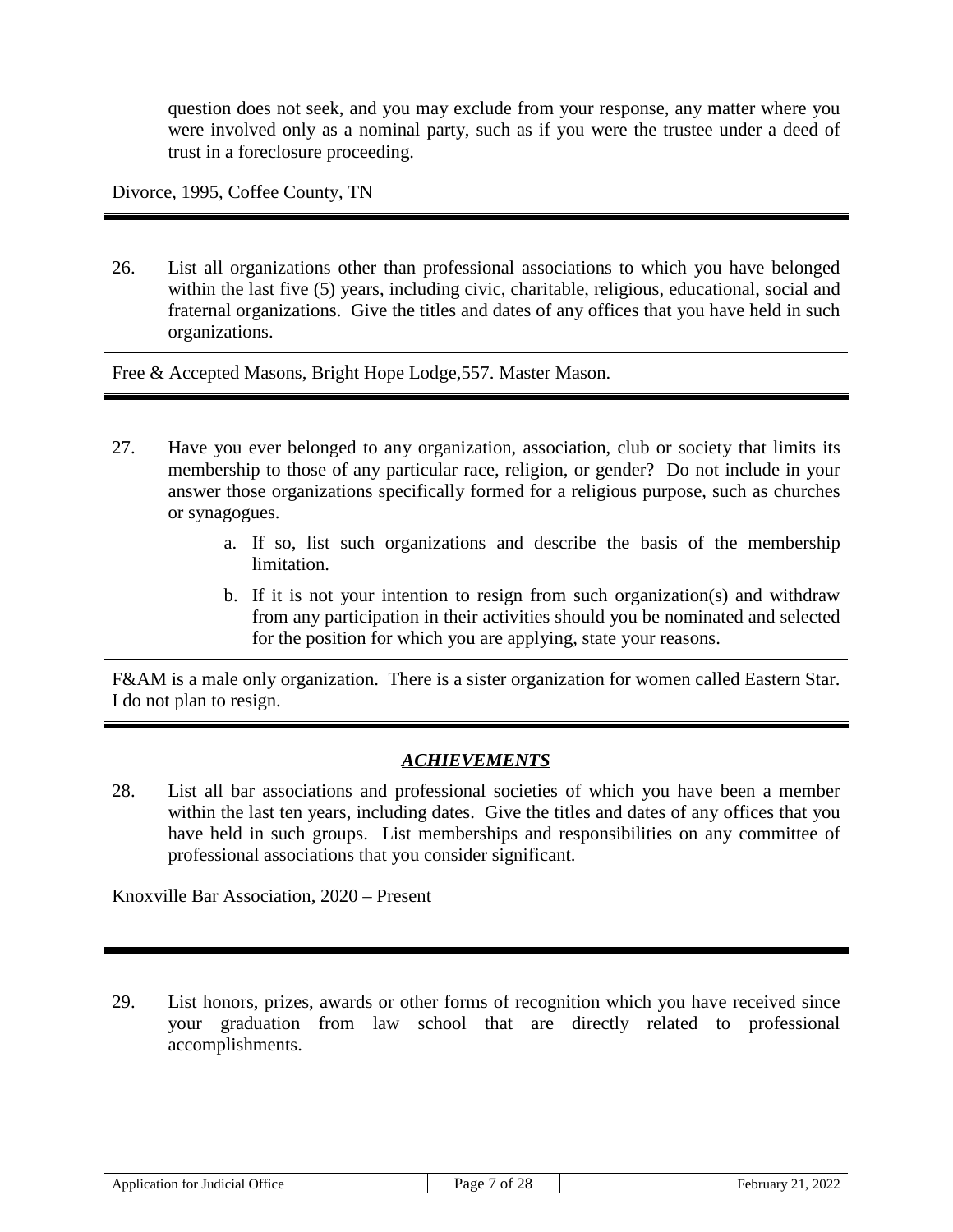question does not seek, and you may exclude from your response, any matter where you were involved only as a nominal party, such as if you were the trustee under a deed of trust in a foreclosure proceeding.

Divorce, 1995, Coffee County, TN

26. List all organizations other than professional associations to which you have belonged within the last five (5) years, including civic, charitable, religious, educational, social and fraternal organizations. Give the titles and dates of any offices that you have held in such organizations.

Free & Accepted Masons, Bright Hope Lodge,557. Master Mason.

27. Have you ever belonged to any organization, association, club or society that limits its membership to those of any particular race, religion, or gender? Do not include in your answer those organizations specifically formed for a religious purpose, such as churches or synagogues.

   a. If so, list such organizations and describe the basis of the membership limitation.

   b. If it is not your intention to resign from such organization(s) and withdraw from any participation in their activities should you be nominated and selected for the position for which you are applying, state your reasons.

F&AM is a male only organization. There is a sister organization for women called Eastern Star. I do not plan to resign.

## ***ACHIEVEMENTS***

28. List all bar associations and professional societies of which you have been a member within the last ten years, including dates. Give the titles and dates of any offices that you have held in such groups. List memberships and responsibilities on any committee of professional associations that you consider significant.

Knoxville Bar Association, 2020 – Present

29. List honors, prizes, awards or other forms of recognition which you have received since your graduation from law school that are directly related to professional accomplishments.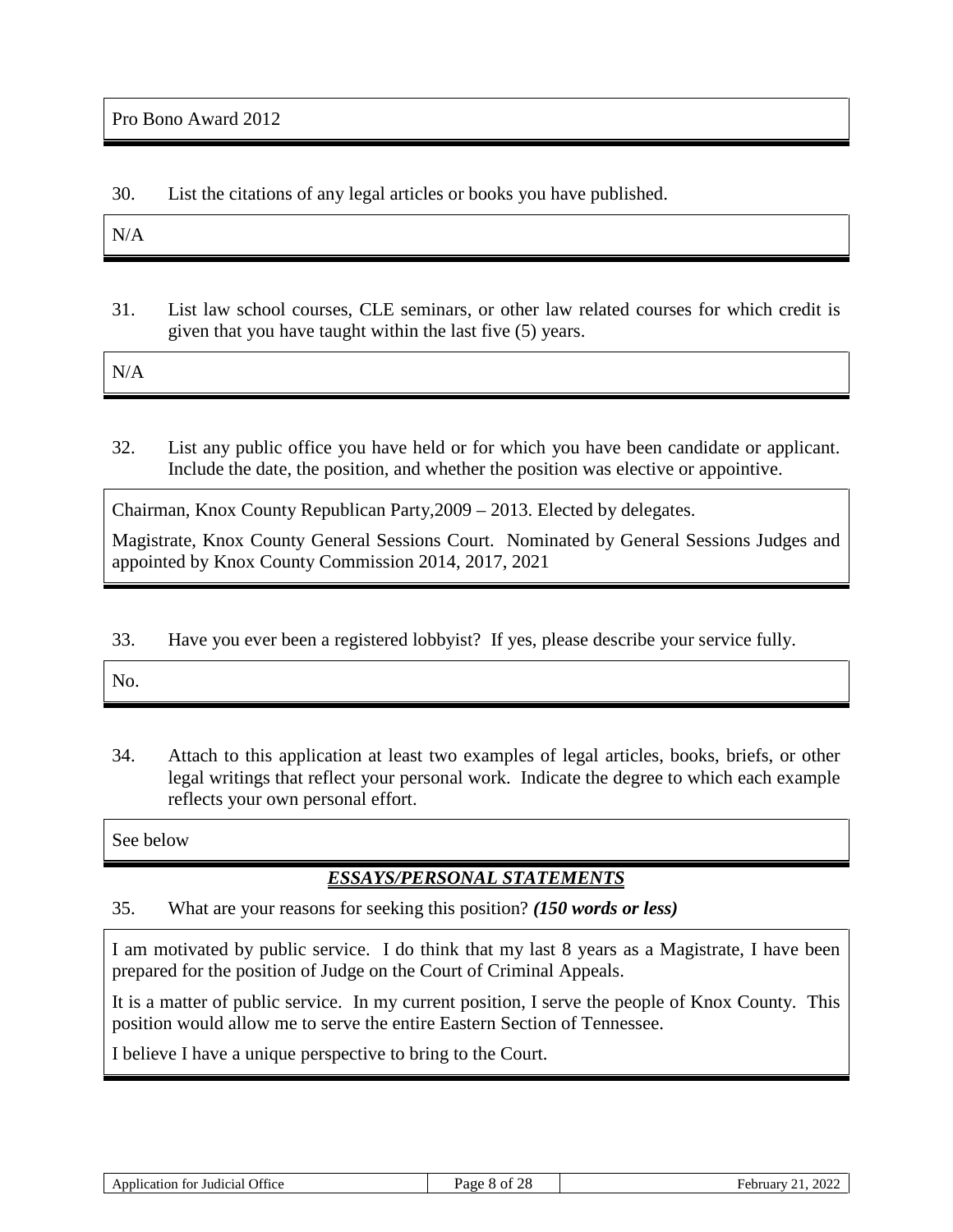Pro Bono Award 2012

30. List the citations of any legal articles or books you have published.

N/A

31. List law school courses, CLE seminars, or other law related courses for which credit is given that you have taught within the last five (5) years.

N/A

32. List any public office you have held or for which you have been candidate or applicant. Include the date, the position, and whether the position was elective or appointive.

Chairman, Knox County Republican Party,2009 – 2013. Elected by delegates.

Magistrate, Knox County General Sessions Court. Nominated by General Sessions Judges and appointed by Knox County Commission 2014, 2017, 2021

33. Have you ever been a registered lobbyist? If yes, please describe your service fully.

No.

34. Attach to this application at least two examples of legal articles, books, briefs, or other legal writings that reflect your personal work. Indicate the degree to which each example reflects your own personal effort.

See below

## ***ESSAYS/PERSONAL STATEMENTS***

35. What are your reasons for seeking this position? ***(150 words or less)***

I am motivated by public service. I do think that my last 8 years as a Magistrate, I have been prepared for the position of Judge on the Court of Criminal Appeals.

It is a matter of public service. In my current position, I serve the people of Knox County. This position would allow me to serve the entire Eastern Section of Tennessee.

I believe I have a unique perspective to bring to the Court.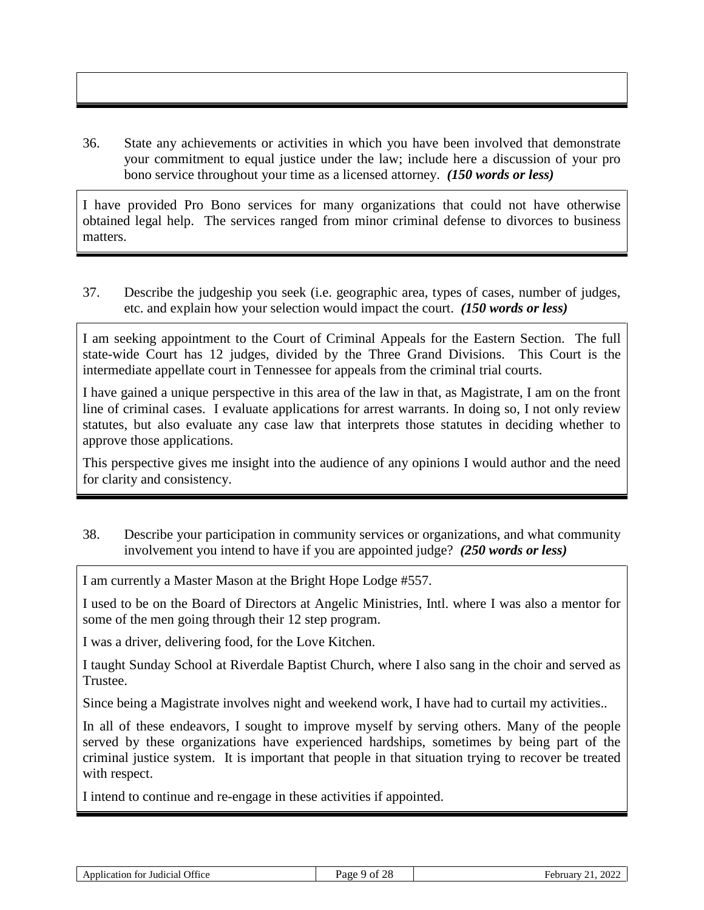36. State any achievements or activities in which you have been involved that demonstrate your commitment to equal justice under the law; include here a discussion of your pro bono service throughout your time as a licensed attorney. ***(150 words or less)***

I have provided Pro Bono services for many organizations that could not have otherwise obtained legal help. The services ranged from minor criminal defense to divorces to business matters.

37. Describe the judgeship you seek (i.e. geographic area, types of cases, number of judges, etc. and explain how your selection would impact the court. ***(150 words or less)***

I am seeking appointment to the Court of Criminal Appeals for the Eastern Section. The full state-wide Court has 12 judges, divided by the Three Grand Divisions. This Court is the intermediate appellate court in Tennessee for appeals from the criminal trial courts.

I have gained a unique perspective in this area of the law in that, as Magistrate, I am on the front line of criminal cases. I evaluate applications for arrest warrants. In doing so, I not only review statutes, but also evaluate any case law that interprets those statutes in deciding whether to approve those applications.

This perspective gives me insight into the audience of any opinions I would author and the need for clarity and consistency.

38. Describe your participation in community services or organizations, and what community involvement you intend to have if you are appointed judge? ***(250 words or less)***

I am currently a Master Mason at the Bright Hope Lodge #557.

I used to be on the Board of Directors at Angelic Ministries, Intl. where I was also a mentor for some of the men going through their 12 step program.

I was a driver, delivering food, for the Love Kitchen.

I taught Sunday School at Riverdale Baptist Church, where I also sang in the choir and served as Trustee.

Since being a Magistrate involves night and weekend work, I have had to curtail my activities..

In all of these endeavors, I sought to improve myself by serving others. Many of the people served by these organizations have experienced hardships, sometimes by being part of the criminal justice system. It is important that people in that situation trying to recover be treated with respect.

I intend to continue and re-engage in these activities if appointed.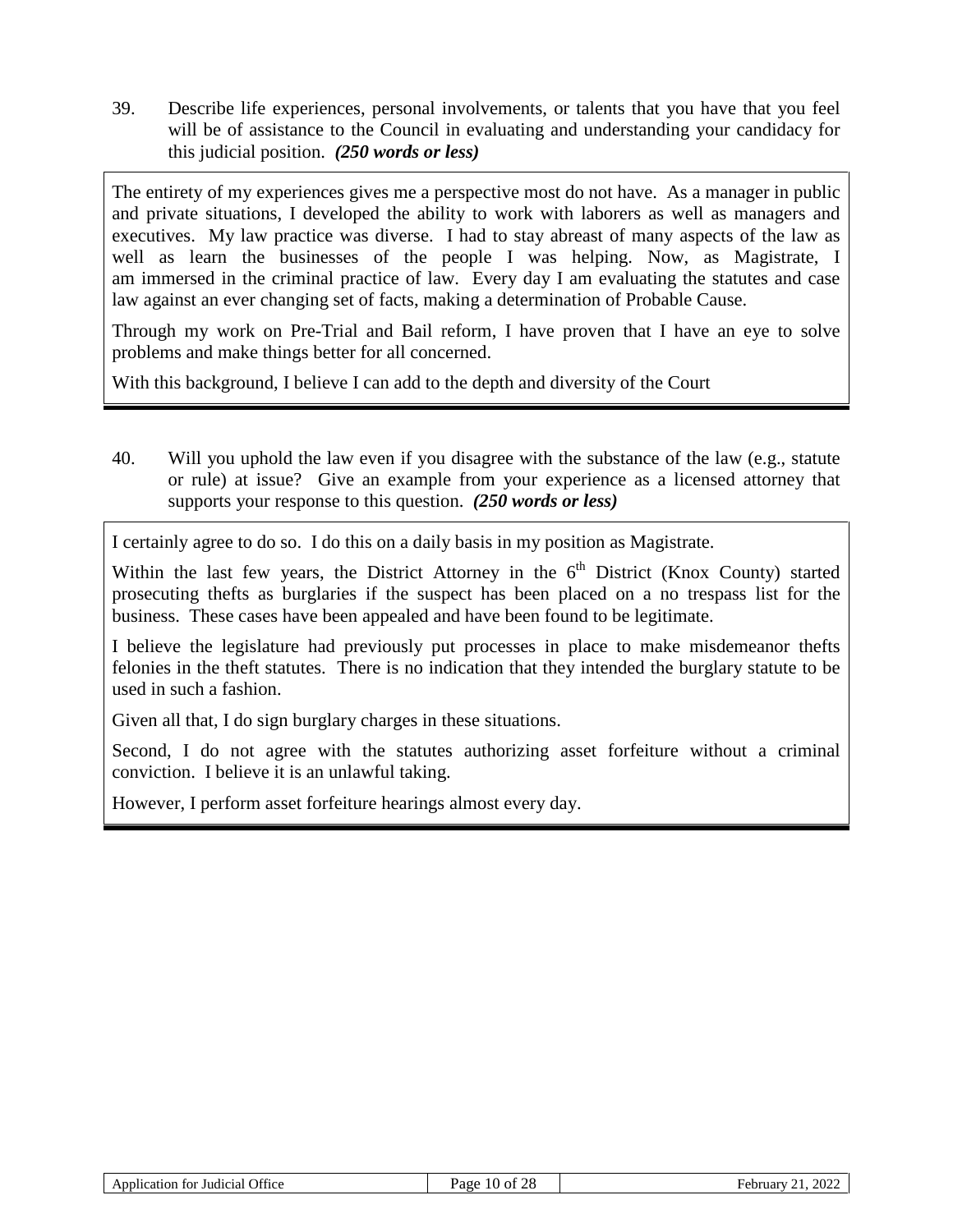39. Describe life experiences, personal involvements, or talents that you have that you feel will be of assistance to the Council in evaluating and understanding your candidacy for this judicial position. ***(250 words or less)***

The entirety of my experiences gives me a perspective most do not have. As a manager in public and private situations, I developed the ability to work with laborers as well as managers and executives. My law practice was diverse. I had to stay abreast of many aspects of the law as well as learn the businesses of the people I was helping. Now, as Magistrate, I am immersed in the criminal practice of law. Every day I am evaluating the statutes and case law against an ever changing set of facts, making a determination of Probable Cause.

Through my work on Pre-Trial and Bail reform, I have proven that I have an eye to solve problems and make things better for all concerned.

With this background, I believe I can add to the depth and diversity of the Court

40. Will you uphold the law even if you disagree with the substance of the law (e.g., statute or rule) at issue? Give an example from your experience as a licensed attorney that supports your response to this question. ***(250 words or less)***

I certainly agree to do so. I do this on a daily basis in my position as Magistrate.

Within the last few years, the District Attorney in the 6th District (Knox County) started prosecuting thefts as burglaries if the suspect has been placed on a no trespass list for the business. These cases have been appealed and have been found to be legitimate.

I believe the legislature had previously put processes in place to make misdemeanor thefts felonies in the theft statutes. There is no indication that they intended the burglary statute to be used in such a fashion.

Given all that, I do sign burglary charges in these situations.

Second, I do not agree with the statutes authorizing asset forfeiture without a criminal conviction. I believe it is an unlawful taking.

However, I perform asset forfeiture hearings almost every day.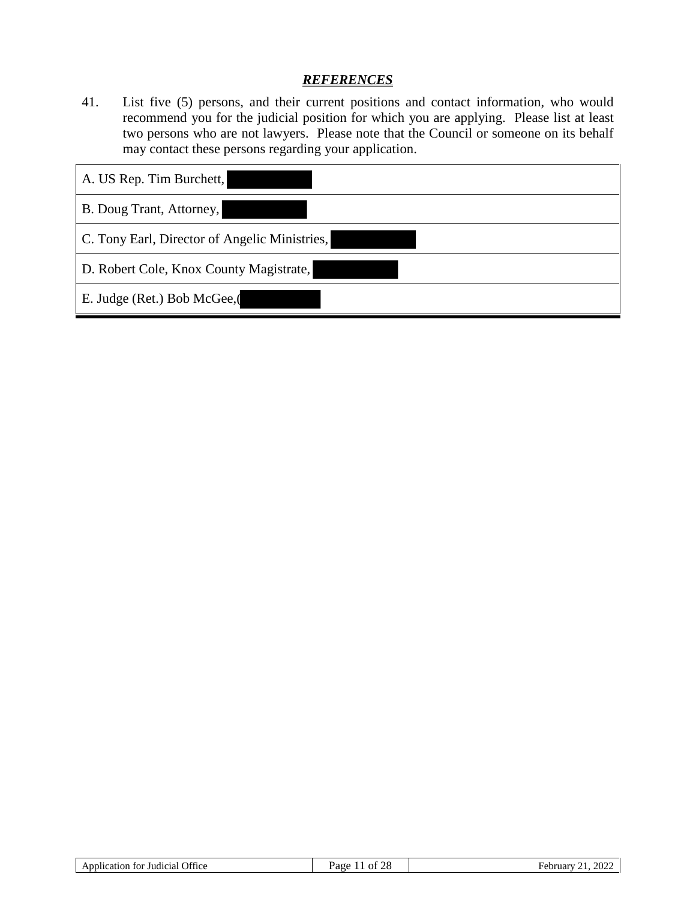## ***REFERENCES***

41. List five (5) persons, and their current positions and contact information, who would recommend you for the judicial position for which you are applying. Please list at least two persons who are not lawyers. Please note that the Council or someone on its behalf may contact these persons regarding your application.

| |
|---|
| A. US Rep. Tim Burchett, |
| B. Doug Trant, Attorney, |
| C. Tony Earl, Director of Angelic Ministries, |
| D. Robert Cole, Knox County Magistrate, |
| E. Judge (Ret.) Bob McGee,( |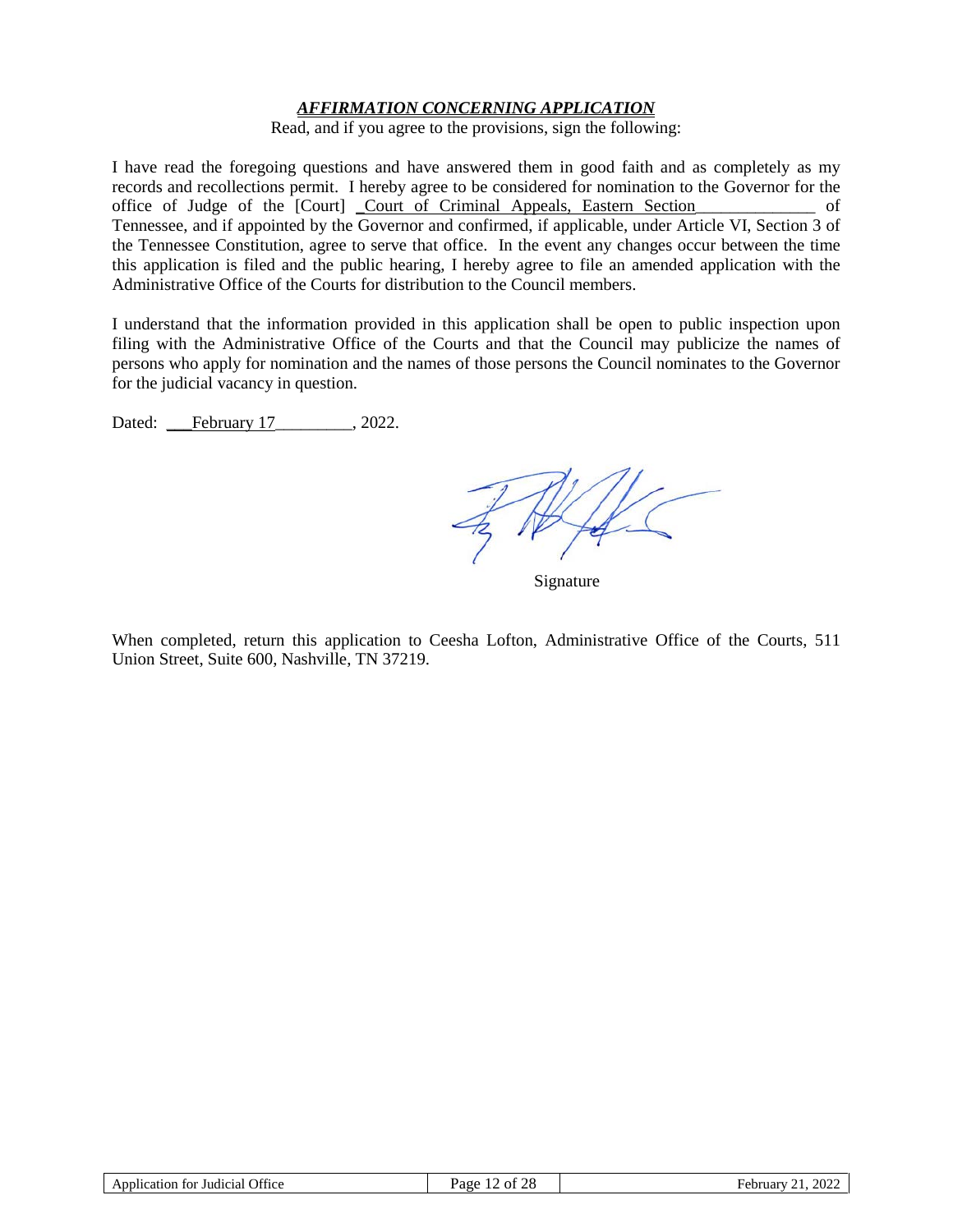***AFFIRMATION CONCERNING APPLICATION***

Read, and if you agree to the provisions, sign the following:

I have read the foregoing questions and have answered them in good faith and as completely as my records and recollections permit. I hereby agree to be considered for nomination to the Governor for the office of Judge of the [Court] _Court of Criminal Appeals, Eastern Section______________ of Tennessee, and if appointed by the Governor and confirmed, if applicable, under Article VI, Section 3 of the Tennessee Constitution, agree to serve that office. In the event any changes occur between the time this application is filed and the public hearing, I hereby agree to file an amended application with the Administrative Office of the Courts for distribution to the Council members.

I understand that the information provided in this application shall be open to public inspection upon filing with the Administrative Office of the Courts and that the Council may publicize the names of persons who apply for nomination and the names of those persons the Council nominates to the Governor for the judicial vacancy in question.

Dated: ___February 17_________, 2022.

Signature

When completed, return this application to Ceesha Lofton, Administrative Office of the Courts, 511 Union Street, Suite 600, Nashville, TN 37219.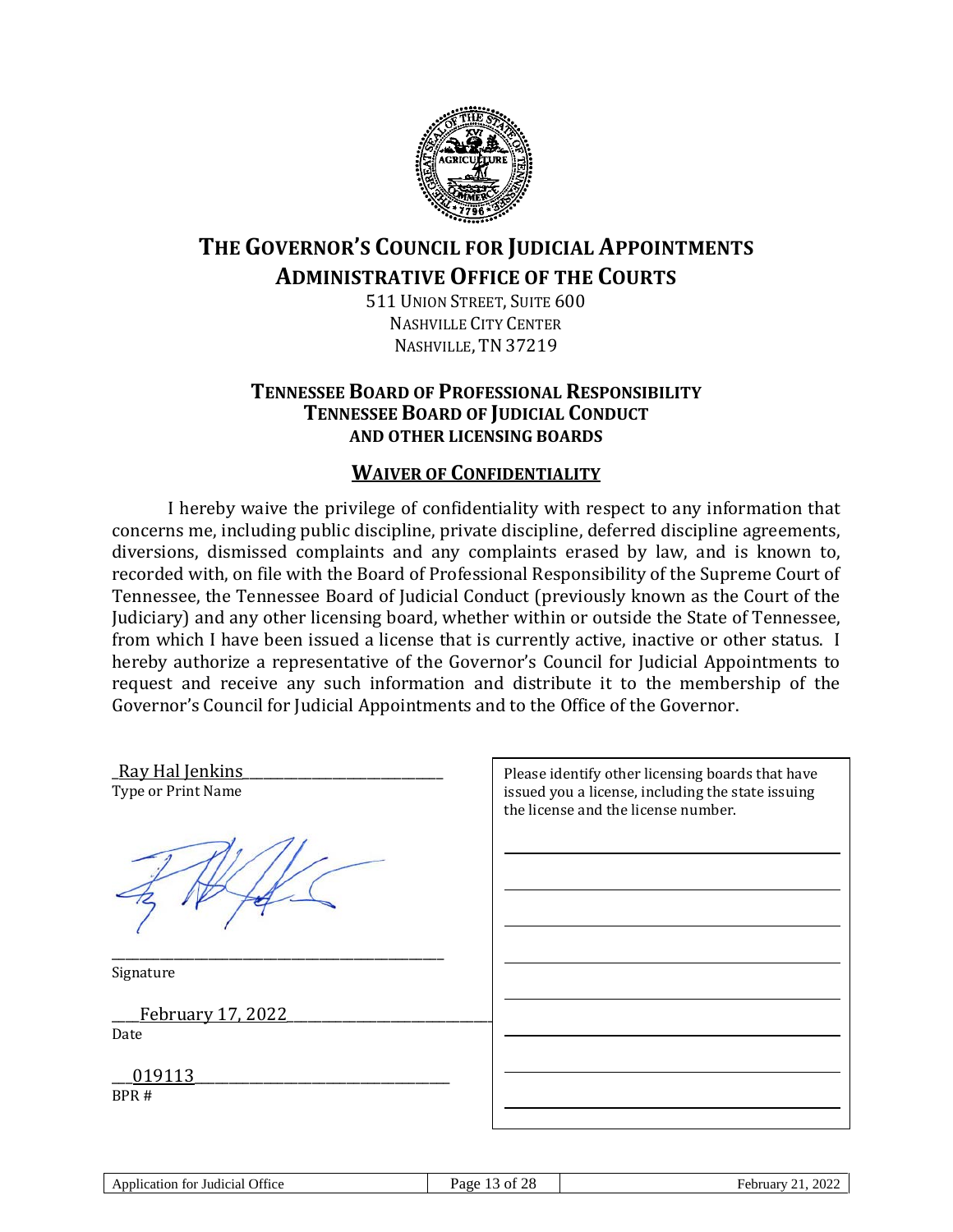# THE GOVERNOR'S COUNCIL FOR JUDICIAL APPOINTMENTS
# ADMINISTRATIVE OFFICE OF THE COURTS

511 UNION STREET, SUITE 600
NASHVILLE CITY CENTER
NASHVILLE, TN 37219

### TENNESSEE BOARD OF PROFESSIONAL RESPONSIBILITY
### TENNESSEE BOARD OF JUDICIAL CONDUCT
### AND OTHER LICENSING BOARDS

## WAIVER OF CONFIDENTIALITY

I hereby waive the privilege of confidentiality with respect to any information that concerns me, including public discipline, private discipline, deferred discipline agreements, diversions, dismissed complaints and any complaints erased by law, and is known to, recorded with, on file with the Board of Professional Responsibility of the Supreme Court of Tennessee, the Tennessee Board of Judicial Conduct (previously known as the Court of the Judiciary) and any other licensing board, whether within or outside the State of Tennessee, from which I have been issued a license that is currently active, inactive or other status. I hereby authorize a representative of the Governor's Council for Judicial Appointments to request and receive any such information and distribute it to the membership of the Governor's Council for Judicial Appointments and to the Office of the Governor.

Ray Hal Jenkins
Type or Print Name

[Signature]
Signature

February 17, 2022
Date

019113
BPR #

Please identify other licensing boards that have issued you a license, including the state issuing the license and the license number.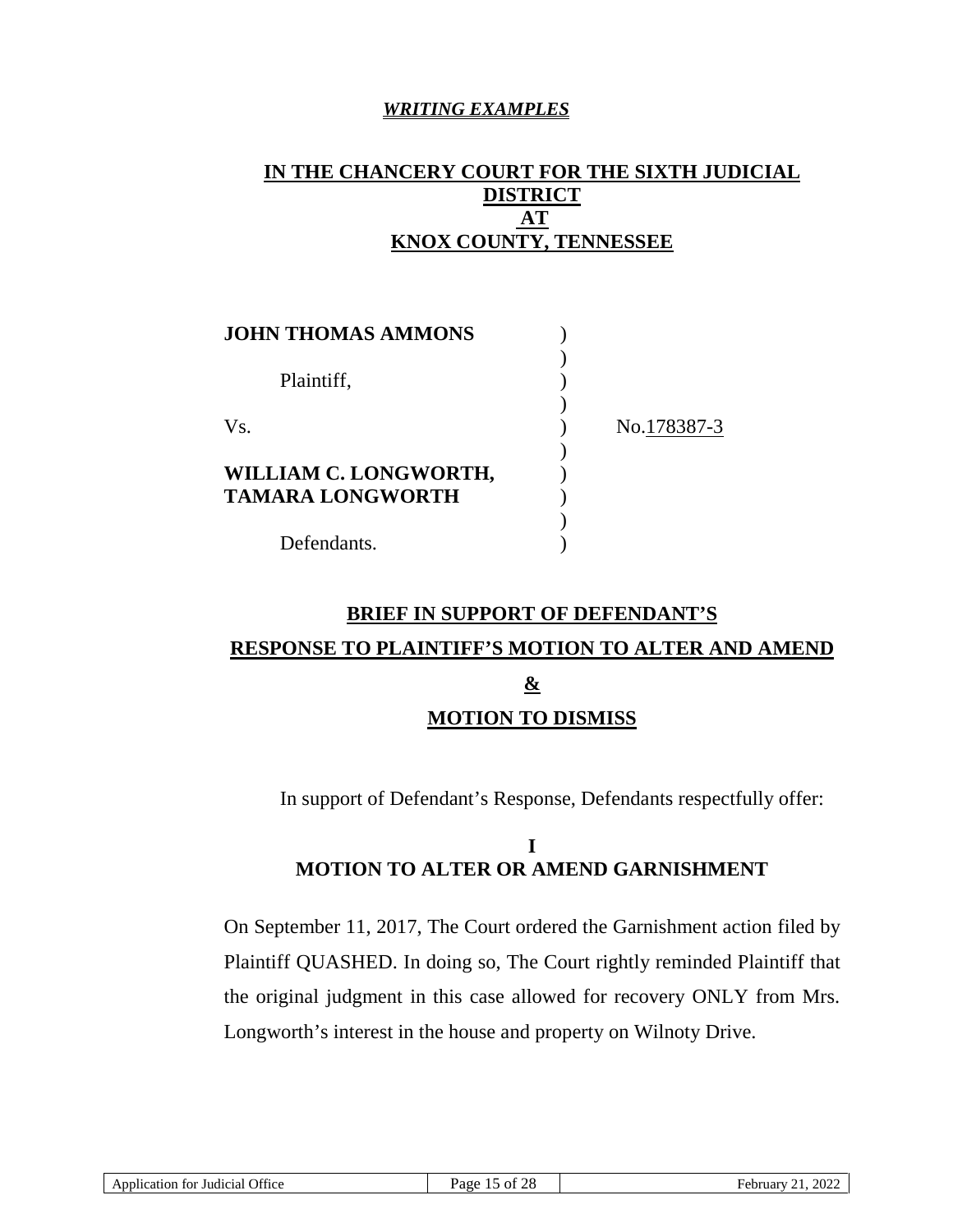***WRITING EXAMPLES***

**IN THE CHANCERY COURT FOR THE SIXTH JUDICIAL DISTRICT**
**AT**
**KNOX COUNTY, TENNESSEE**

| | | |
|---|---|---|
| **JOHN THOMAS AMMONS** | ) | |
| | ) | |
| Plaintiff, | ) | |
| | ) | |
| Vs. | ) | No.178387-3 |
| | ) | |
| **WILLIAM C. LONGWORTH,** | ) | |
| **TAMARA LONGWORTH** | ) | |
| | ) | |
| Defendants. | ) | |

**BRIEF IN SUPPORT OF DEFENDANT'S**

**RESPONSE TO PLAINTIFF'S MOTION TO ALTER AND AMEND**

**&**

**MOTION TO DISMISS**

In support of Defendant's Response, Defendants respectfully offer:

## I
## MOTION TO ALTER OR AMEND GARNISHMENT

On September 11, 2017, The Court ordered the Garnishment action filed by Plaintiff QUASHED. In doing so, The Court rightly reminded Plaintiff that the original judgment in this case allowed for recovery ONLY from Mrs. Longworth's interest in the house and property on Wilnoty Drive.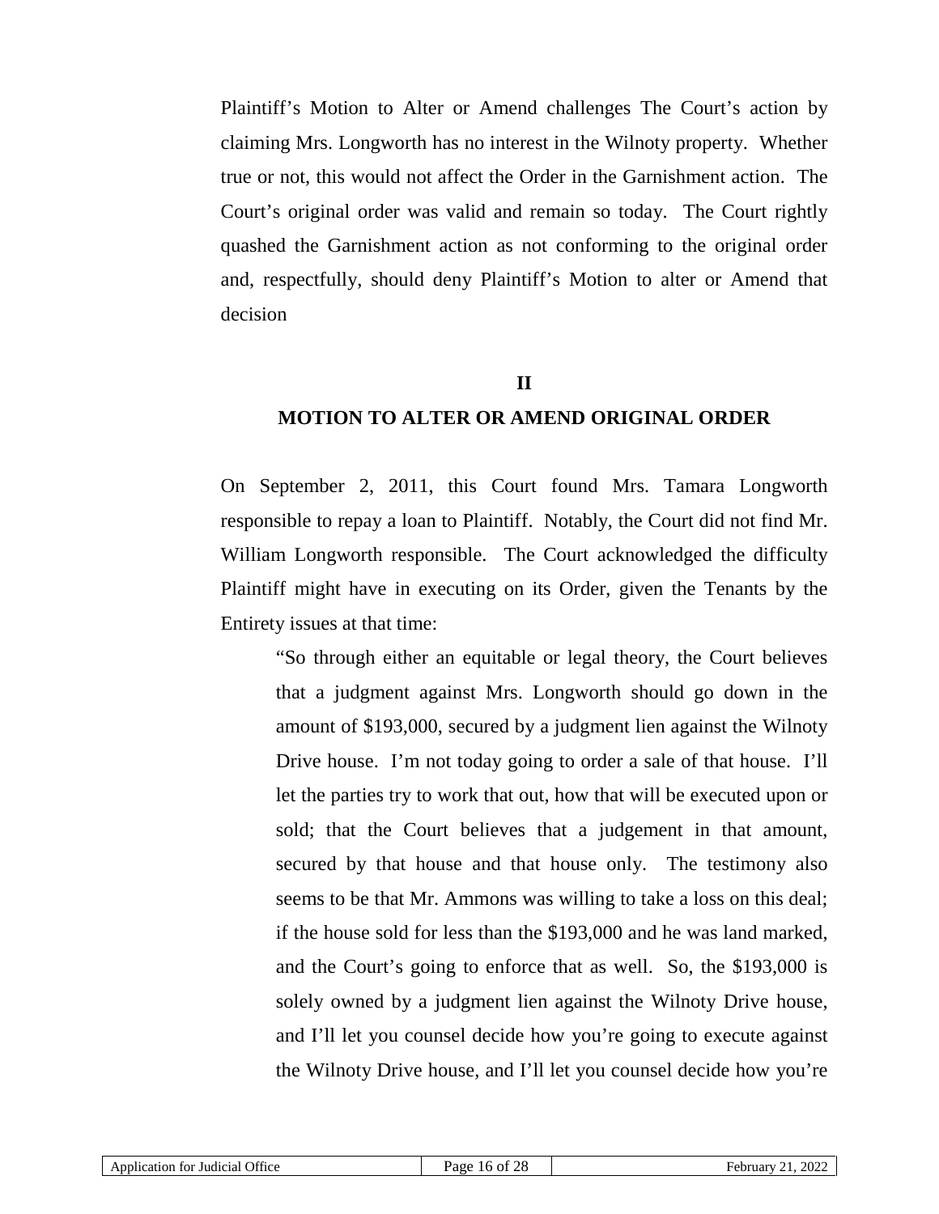Plaintiff's Motion to Alter or Amend challenges The Court's action by claiming Mrs. Longworth has no interest in the Wilnoty property. Whether true or not, this would not affect the Order in the Garnishment action. The Court's original order was valid and remain so today. The Court rightly quashed the Garnishment action as not conforming to the original order and, respectfully, should deny Plaintiff's Motion to alter or Amend that decision

## II

## MOTION TO ALTER OR AMEND ORIGINAL ORDER

On September 2, 2011, this Court found Mrs. Tamara Longworth responsible to repay a loan to Plaintiff. Notably, the Court did not find Mr. William Longworth responsible. The Court acknowledged the difficulty Plaintiff might have in executing on its Order, given the Tenants by the Entirety issues at that time:

> "So through either an equitable or legal theory, the Court believes that a judgment against Mrs. Longworth should go down in the amount of $193,000, secured by a judgment lien against the Wilnoty Drive house. I'm not today going to order a sale of that house. I'll let the parties try to work that out, how that will be executed upon or sold; that the Court believes that a judgement in that amount, secured by that house and that house only. The testimony also seems to be that Mr. Ammons was willing to take a loss on this deal; if the house sold for less than the $193,000 and he was land marked, and the Court's going to enforce that as well. So, the $193,000 is solely owned by a judgment lien against the Wilnoty Drive house, and I'll let you counsel decide how you're going to execute against the Wilnoty Drive house, and I'll let you counsel decide how you're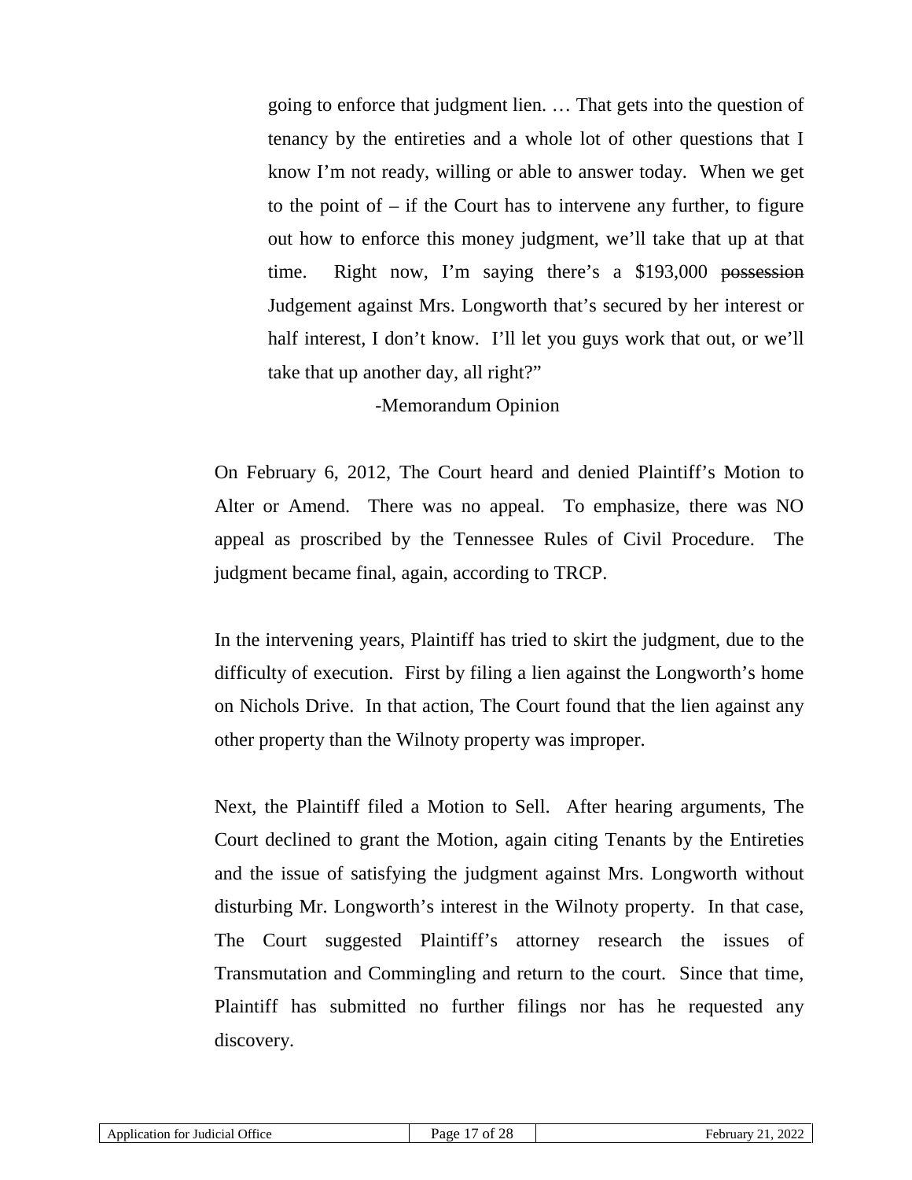> going to enforce that judgment lien. … That gets into the question of tenancy by the entireties and a whole lot of other questions that I know I'm not ready, willing or able to answer today. When we get to the point of – if the Court has to intervene any further, to figure out how to enforce this money judgment, we'll take that up at that time. Right now, I'm saying there's a $193,000 ~~possession~~ Judgement against Mrs. Longworth that's secured by her interest or half interest, I don't know. I'll let you guys work that out, or we'll take that up another day, all right?"
>
> -Memorandum Opinion

On February 6, 2012, The Court heard and denied Plaintiff's Motion to Alter or Amend. There was no appeal. To emphasize, there was NO appeal as proscribed by the Tennessee Rules of Civil Procedure. The judgment became final, again, according to TRCP.

In the intervening years, Plaintiff has tried to skirt the judgment, due to the difficulty of execution. First by filing a lien against the Longworth's home on Nichols Drive. In that action, The Court found that the lien against any other property than the Wilnoty property was improper.

Next, the Plaintiff filed a Motion to Sell. After hearing arguments, The Court declined to grant the Motion, again citing Tenants by the Entireties and the issue of satisfying the judgment against Mrs. Longworth without disturbing Mr. Longworth's interest in the Wilnoty property. In that case, The Court suggested Plaintiff's attorney research the issues of Transmutation and Commingling and return to the court. Since that time, Plaintiff has submitted no further filings nor has he requested any discovery.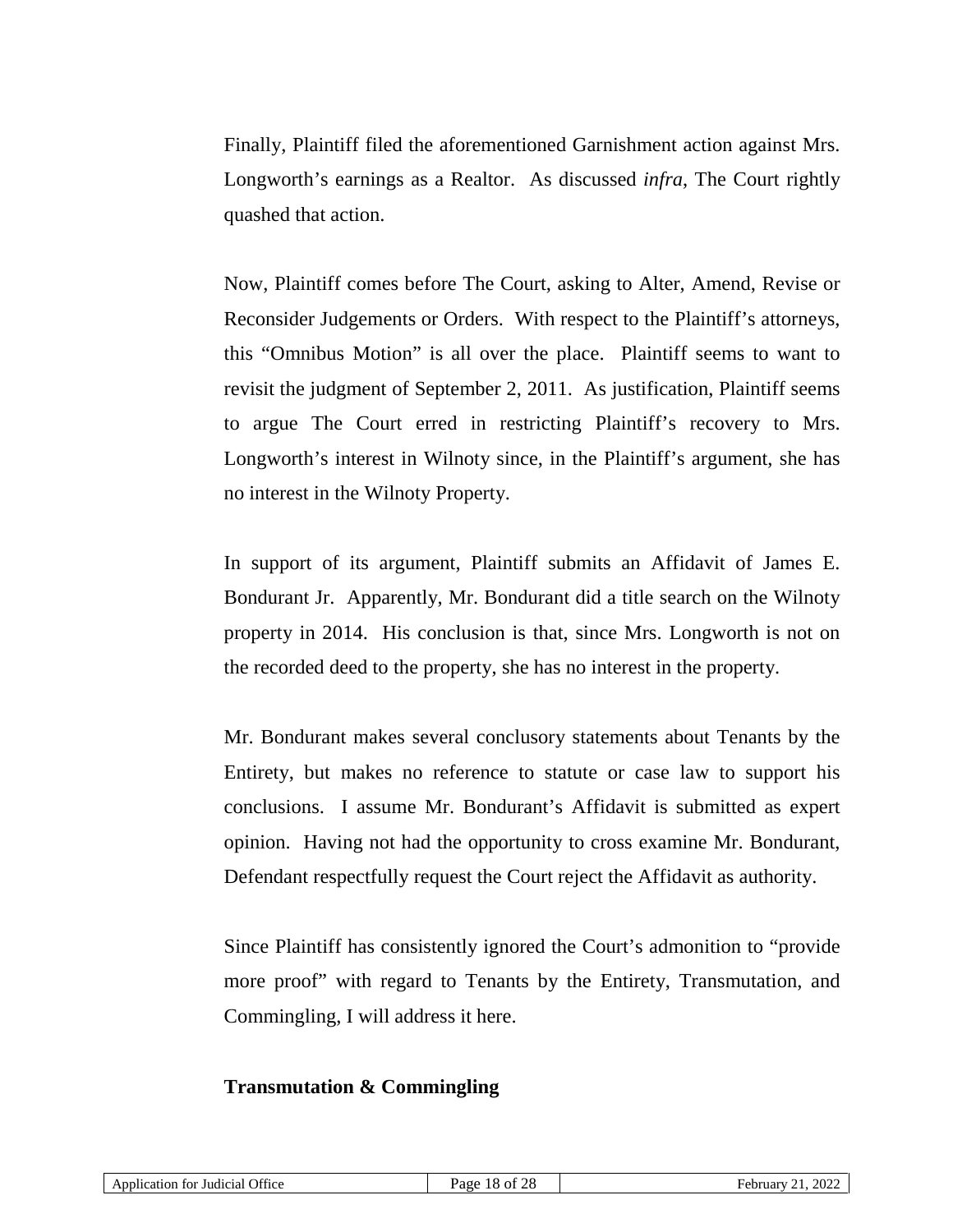Finally, Plaintiff filed the aforementioned Garnishment action against Mrs. Longworth's earnings as a Realtor. As discussed *infra*, The Court rightly quashed that action.

Now, Plaintiff comes before The Court, asking to Alter, Amend, Revise or Reconsider Judgements or Orders. With respect to the Plaintiff's attorneys, this "Omnibus Motion" is all over the place. Plaintiff seems to want to revisit the judgment of September 2, 2011. As justification, Plaintiff seems to argue The Court erred in restricting Plaintiff's recovery to Mrs. Longworth's interest in Wilnoty since, in the Plaintiff's argument, she has no interest in the Wilnoty Property.

In support of its argument, Plaintiff submits an Affidavit of James E. Bondurant Jr. Apparently, Mr. Bondurant did a title search on the Wilnoty property in 2014. His conclusion is that, since Mrs. Longworth is not on the recorded deed to the property, she has no interest in the property.

Mr. Bondurant makes several conclusory statements about Tenants by the Entirety, but makes no reference to statute or case law to support his conclusions. I assume Mr. Bondurant's Affidavit is submitted as expert opinion. Having not had the opportunity to cross examine Mr. Bondurant, Defendant respectfully request the Court reject the Affidavit as authority.

Since Plaintiff has consistently ignored the Court's admonition to "provide more proof" with regard to Tenants by the Entirety, Transmutation, and Commingling, I will address it here.

**Transmutation & Commingling**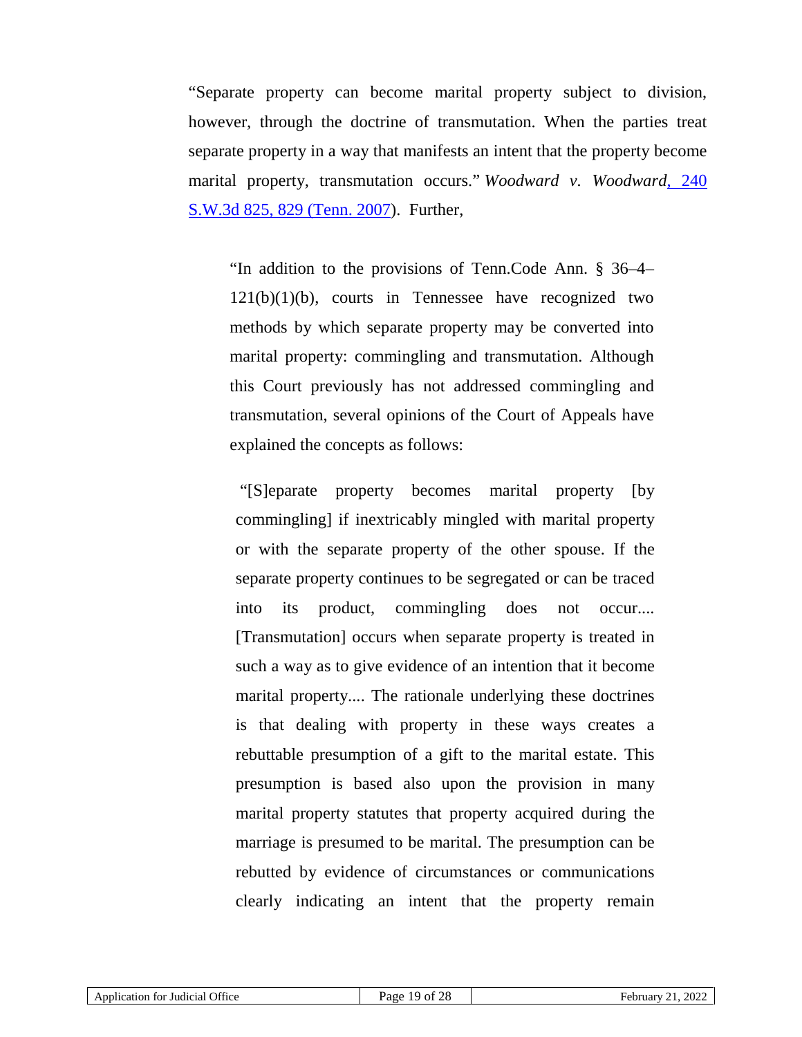"Separate property can become marital property subject to division, however, through the doctrine of transmutation. When the parties treat separate property in a way that manifests an intent that the property become marital property, transmutation occurs." *Woodward v. Woodward*, 240 S.W.3d 825, 829 (Tenn. 2007). Further,

> "In addition to the provisions of Tenn.Code Ann. § 36–4–121(b)(1)(b), courts in Tennessee have recognized two methods by which separate property may be converted into marital property: commingling and transmutation. Although this Court previously has not addressed commingling and transmutation, several opinions of the Court of Appeals have explained the concepts as follows:
>
> > "[S]eparate property becomes marital property [by commingling] if inextricably mingled with marital property or with the separate property of the other spouse. If the separate property continues to be segregated or can be traced into its product, commingling does not occur.... [Transmutation] occurs when separate property is treated in such a way as to give evidence of an intention that it become marital property.... The rationale underlying these doctrines is that dealing with property in these ways creates a rebuttable presumption of a gift to the marital estate. This presumption is based also upon the provision in many marital property statutes that property acquired during the marriage is presumed to be marital. The presumption can be rebutted by evidence of circumstances or communications clearly indicating an intent that the property remain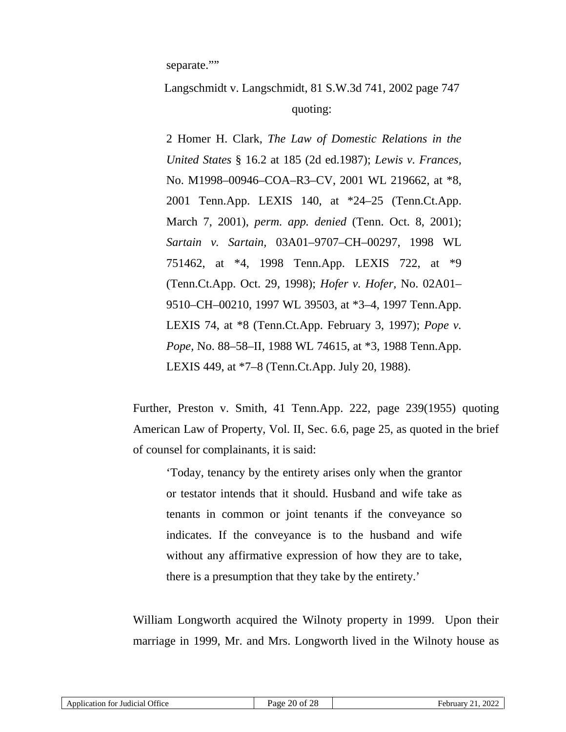separate.""

Langschmidt v. Langschmidt, 81 S.W.3d 741, 2002 page 747 quoting:

> 2 Homer H. Clark, *The Law of Domestic Relations in the United States* § 16.2 at 185 (2d ed.1987); *Lewis v. Frances*, No. M1998–00946–COA–R3–CV, 2001 WL 219662, at *8, 2001 Tenn.App. LEXIS 140, at *24–25 (Tenn.Ct.App. March 7, 2001), *perm. app. denied* (Tenn. Oct. 8, 2001); *Sartain v. Sartain,* 03A01–9707–CH–00297, 1998 WL 751462, at *4, 1998 Tenn.App. LEXIS 722, at *9 (Tenn.Ct.App. Oct. 29, 1998); *Hofer v. Hofer*, No. 02A01–9510–CH–00210, 1997 WL 39503, at *3–4, 1997 Tenn.App. LEXIS 74, at *8 (Tenn.Ct.App. February 3, 1997); *Pope v. Pope*, No. 88–58–II, 1988 WL 74615, at *3, 1988 Tenn.App. LEXIS 449, at *7–8 (Tenn.Ct.App. July 20, 1988).

Further, Preston v. Smith, 41 Tenn.App. 222, page 239(1955) quoting American Law of Property, Vol. II, Sec. 6.6, page 25, as quoted in the brief of counsel for complainants, it is said:

> 'Today, tenancy by the entirety arises only when the grantor or testator intends that it should. Husband and wife take as tenants in common or joint tenants if the conveyance so indicates. If the conveyance is to the husband and wife without any affirmative expression of how they are to take, there is a presumption that they take by the entirety.'

William Longworth acquired the Wilnoty property in 1999. Upon their marriage in 1999, Mr. and Mrs. Longworth lived in the Wilnoty house as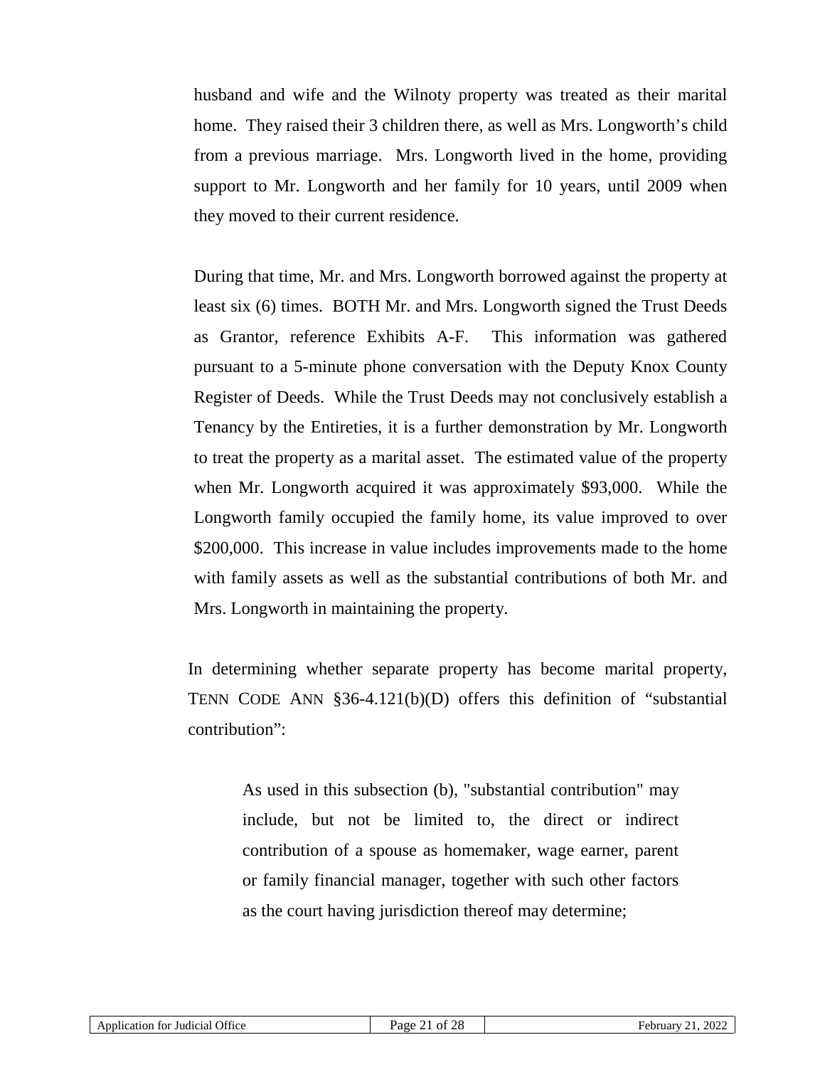husband and wife and the Wilnoty property was treated as their marital home. They raised their 3 children there, as well as Mrs. Longworth's child from a previous marriage. Mrs. Longworth lived in the home, providing support to Mr. Longworth and her family for 10 years, until 2009 when they moved to their current residence.

During that time, Mr. and Mrs. Longworth borrowed against the property at least six (6) times. BOTH Mr. and Mrs. Longworth signed the Trust Deeds as Grantor, reference Exhibits A-F. This information was gathered pursuant to a 5-minute phone conversation with the Deputy Knox County Register of Deeds. While the Trust Deeds may not conclusively establish a Tenancy by the Entireties, it is a further demonstration by Mr. Longworth to treat the property as a marital asset. The estimated value of the property when Mr. Longworth acquired it was approximately $93,000. While the Longworth family occupied the family home, its value improved to over $200,000. This increase in value includes improvements made to the home with family assets as well as the substantial contributions of both Mr. and Mrs. Longworth in maintaining the property.

In determining whether separate property has become marital property, TENN CODE ANN §36-4.121(b)(D) offers this definition of "substantial contribution":

> As used in this subsection (b), "substantial contribution" may include, but not be limited to, the direct or indirect contribution of a spouse as homemaker, wage earner, parent or family financial manager, together with such other factors as the court having jurisdiction thereof may determine;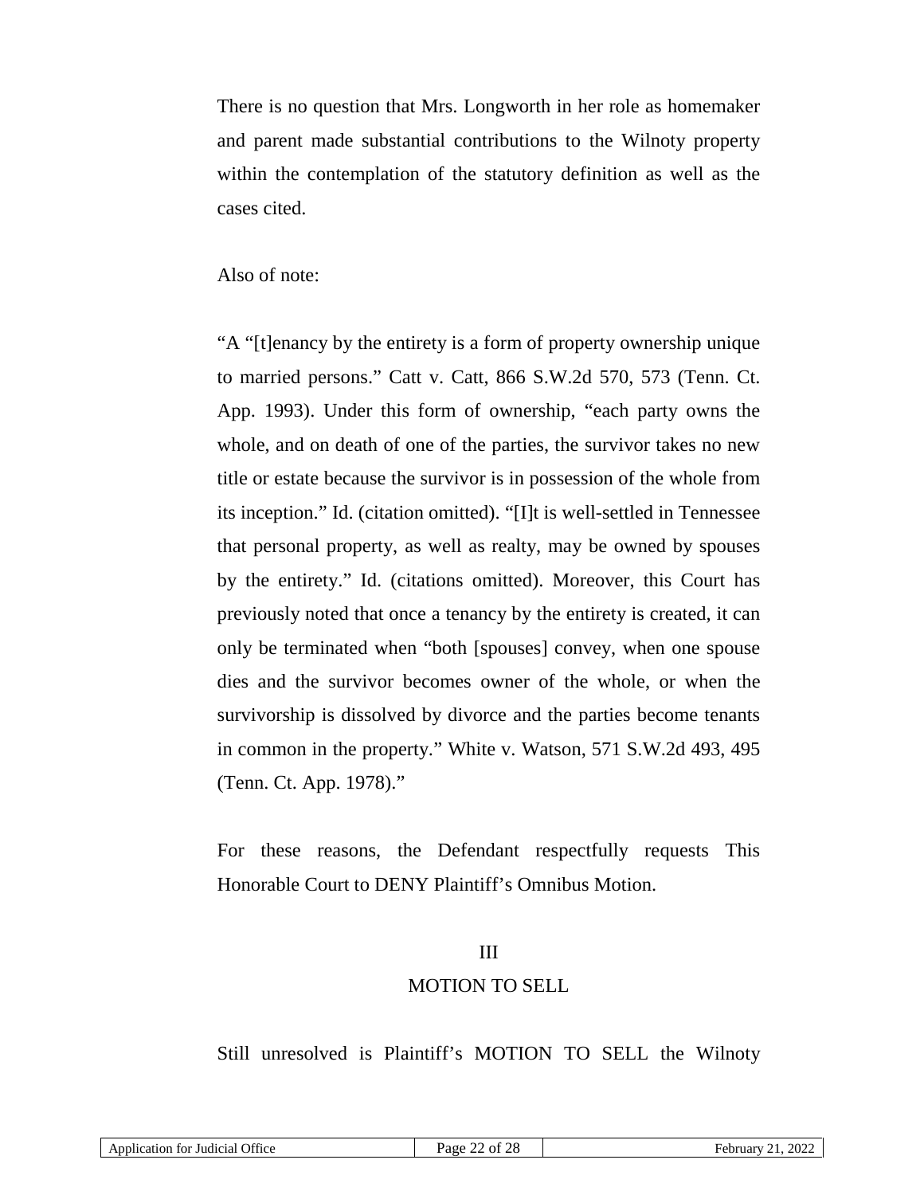There is no question that Mrs. Longworth in her role as homemaker and parent made substantial contributions to the Wilnoty property within the contemplation of the statutory definition as well as the cases cited.

Also of note:

"A "[t]enancy by the entirety is a form of property ownership unique to married persons." Catt v. Catt, 866 S.W.2d 570, 573 (Tenn. Ct. App. 1993). Under this form of ownership, "each party owns the whole, and on death of one of the parties, the survivor takes no new title or estate because the survivor is in possession of the whole from its inception." Id. (citation omitted). "[I]t is well-settled in Tennessee that personal property, as well as realty, may be owned by spouses by the entirety." Id. (citations omitted). Moreover, this Court has previously noted that once a tenancy by the entirety is created, it can only be terminated when "both [spouses] convey, when one spouse dies and the survivor becomes owner of the whole, or when the survivorship is dissolved by divorce and the parties become tenants in common in the property." White v. Watson, 571 S.W.2d 493, 495 (Tenn. Ct. App. 1978)."

For these reasons, the Defendant respectfully requests This Honorable Court to DENY Plaintiff's Omnibus Motion.

## III
## MOTION TO SELL

Still unresolved is Plaintiff's MOTION TO SELL the Wilnoty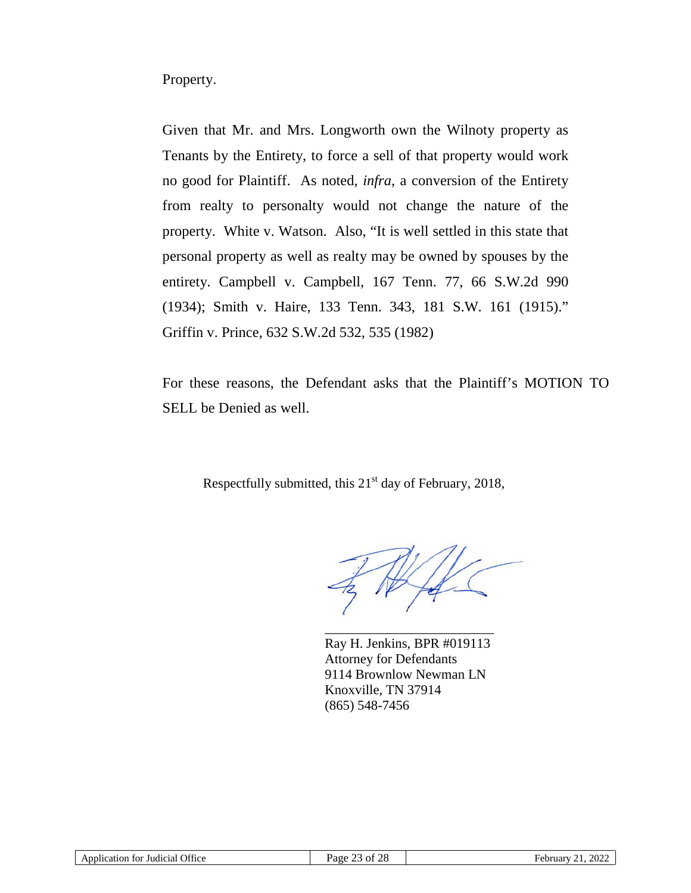Property.

Given that Mr. and Mrs. Longworth own the Wilnoty property as Tenants by the Entirety, to force a sell of that property would work no good for Plaintiff. As noted, *infra*, a conversion of the Entirety from realty to personalty would not change the nature of the property. White v. Watson. Also, "It is well settled in this state that personal property as well as realty may be owned by spouses by the entirety. Campbell v. Campbell, 167 Tenn. 77, 66 S.W.2d 990 (1934); Smith v. Haire, 133 Tenn. 343, 181 S.W. 161 (1915)." Griffin v. Prince, 632 S.W.2d 532, 535 (1982)

For these reasons, the Defendant asks that the Plaintiff's MOTION TO SELL be Denied as well.

Respectfully submitted, this 21st day of February, 2018,

\_\_\_\_\_\_\_\_\_\_\_\_\_\_\_\_\_\_\_\_\_\_\_\_\_\_

Ray H. Jenkins, BPR #019113
Attorney for Defendants
9114 Brownlow Newman LN
Knoxville, TN 37914
(865) 548-7456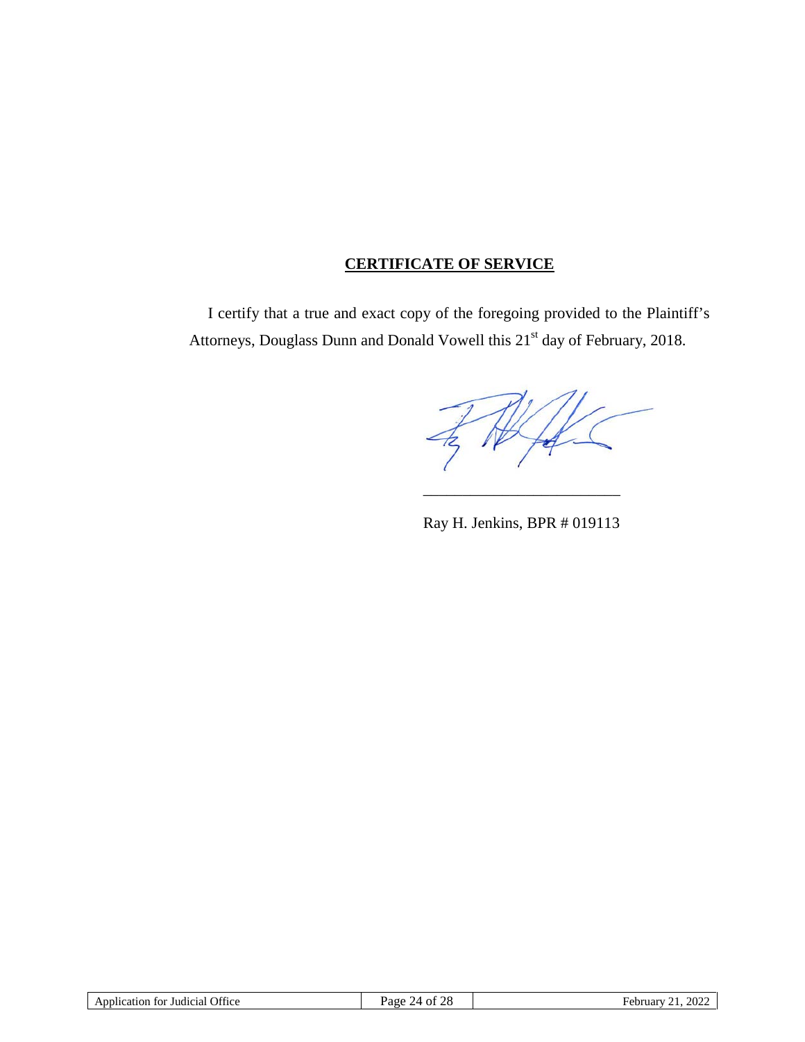**CERTIFICATE OF SERVICE**

I certify that a true and exact copy of the foregoing provided to the Plaintiff's Attorneys, Douglass Dunn and Donald Vowell this 21st day of February, 2018.

\_\_\_\_\_\_\_\_\_\_\_\_\_\_\_\_\_\_\_\_\_\_\_\_\_\_

Ray H. Jenkins, BPR # 019113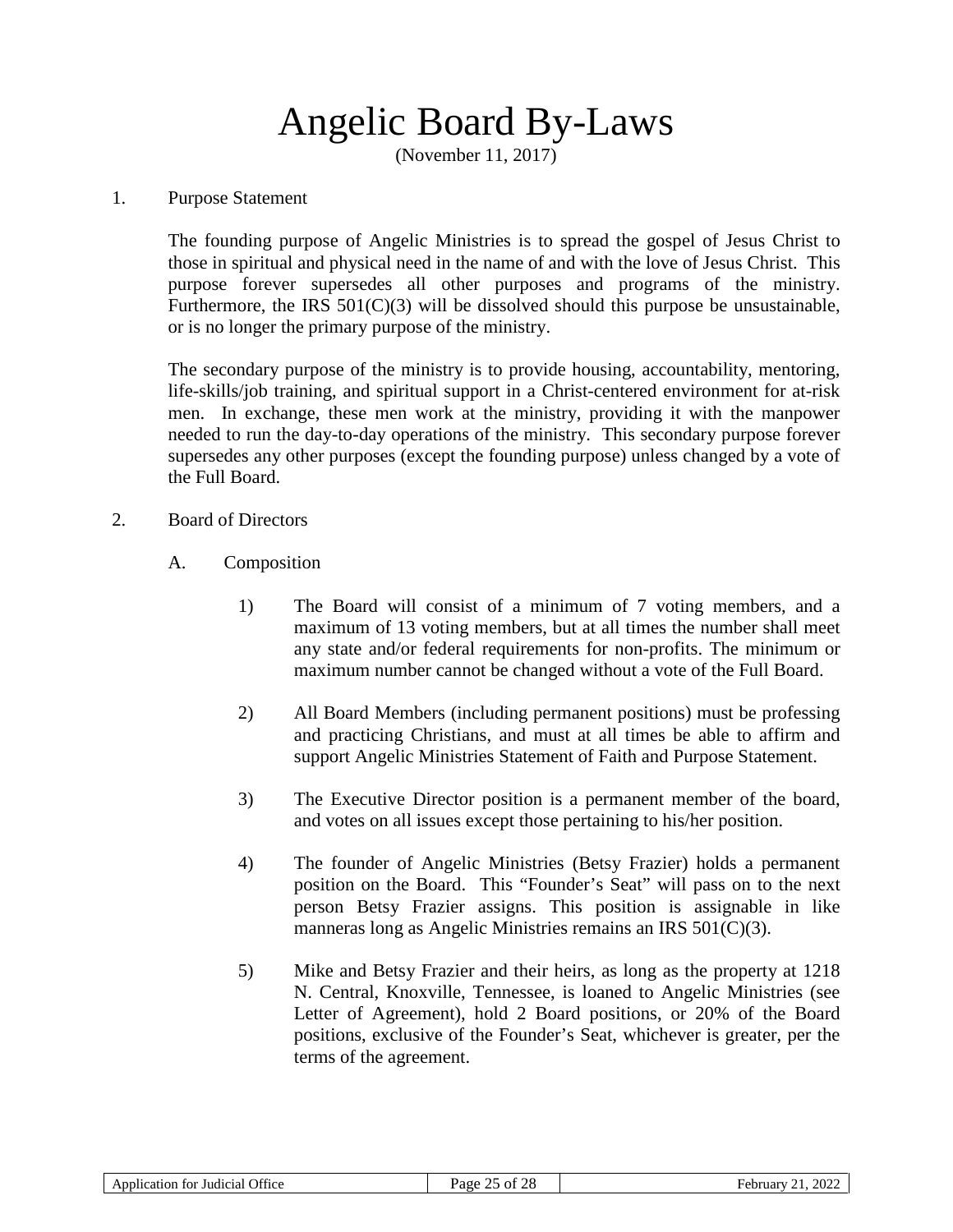# Angelic Board By-Laws

(November 11, 2017)

1. Purpose Statement

   The founding purpose of Angelic Ministries is to spread the gospel of Jesus Christ to those in spiritual and physical need in the name of and with the love of Jesus Christ. This purpose forever supersedes all other purposes and programs of the ministry. Furthermore, the IRS 501(C)(3) will be dissolved should this purpose be unsustainable, or is no longer the primary purpose of the ministry.

   The secondary purpose of the ministry is to provide housing, accountability, mentoring, life-skills/job training, and spiritual support in a Christ-centered environment for at-risk men. In exchange, these men work at the ministry, providing it with the manpower needed to run the day-to-day operations of the ministry. This secondary purpose forever supersedes any other purposes (except the founding purpose) unless changed by a vote of the Full Board.

2. Board of Directors

   A. Composition

      1) The Board will consist of a minimum of 7 voting members, and a maximum of 13 voting members, but at all times the number shall meet any state and/or federal requirements for non-profits. The minimum or maximum number cannot be changed without a vote of the Full Board.

      2) All Board Members (including permanent positions) must be professing and practicing Christians, and must at all times be able to affirm and support Angelic Ministries Statement of Faith and Purpose Statement.

      3) The Executive Director position is a permanent member of the board, and votes on all issues except those pertaining to his/her position.

      4) The founder of Angelic Ministries (Betsy Frazier) holds a permanent position on the Board. This "Founder's Seat" will pass on to the next person Betsy Frazier assigns. This position is assignable in like manneras long as Angelic Ministries remains an IRS 501(C)(3).

      5) Mike and Betsy Frazier and their heirs, as long as the property at 1218 N. Central, Knoxville, Tennessee, is loaned to Angelic Ministries (see Letter of Agreement), hold 2 Board positions, or 20% of the Board positions, exclusive of the Founder's Seat, whichever is greater, per the terms of the agreement.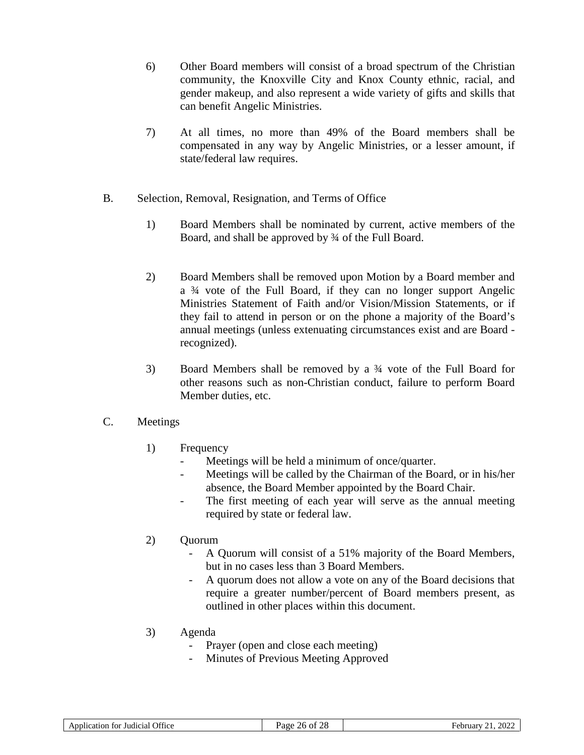6) Other Board members will consist of a broad spectrum of the Christian community, the Knoxville City and Knox County ethnic, racial, and gender makeup, and also represent a wide variety of gifts and skills that can benefit Angelic Ministries.

7) At all times, no more than 49% of the Board members shall be compensated in any way by Angelic Ministries, or a lesser amount, if state/federal law requires.

B. Selection, Removal, Resignation, and Terms of Office

1) Board Members shall be nominated by current, active members of the Board, and shall be approved by ¾ of the Full Board.

2) Board Members shall be removed upon Motion by a Board member and a ¾ vote of the Full Board, if they can no longer support Angelic Ministries Statement of Faith and/or Vision/Mission Statements, or if they fail to attend in person or on the phone a majority of the Board's annual meetings (unless extenuating circumstances exist and are Board - recognized).

3) Board Members shall be removed by a ¾ vote of the Full Board for other reasons such as non-Christian conduct, failure to perform Board Member duties, etc.

C. Meetings

1) Frequency
   - Meetings will be held a minimum of once/quarter.
   - Meetings will be called by the Chairman of the Board, or in his/her absence, the Board Member appointed by the Board Chair.
   - The first meeting of each year will serve as the annual meeting required by state or federal law.

2) Quorum
   - A Quorum will consist of a 51% majority of the Board Members, but in no cases less than 3 Board Members.
   - A quorum does not allow a vote on any of the Board decisions that require a greater number/percent of Board members present, as outlined in other places within this document.

3) Agenda
   - Prayer (open and close each meeting)
   - Minutes of Previous Meeting Approved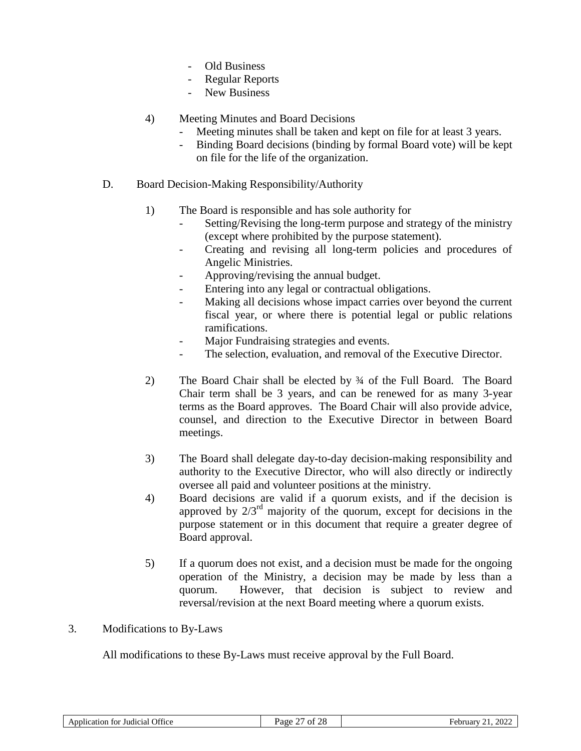- Old Business
- Regular Reports
- New Business

4) Meeting Minutes and Board Decisions
   - Meeting minutes shall be taken and kept on file for at least 3 years.
   - Binding Board decisions (binding by formal Board vote) will be kept on file for the life of the organization.

D. Board Decision-Making Responsibility/Authority

1) The Board is responsible and has sole authority for
   - Setting/Revising the long-term purpose and strategy of the ministry (except where prohibited by the purpose statement).
   - Creating and revising all long-term policies and procedures of Angelic Ministries.
   - Approving/revising the annual budget.
   - Entering into any legal or contractual obligations.
   - Making all decisions whose impact carries over beyond the current fiscal year, or where there is potential legal or public relations ramifications.
   - Major Fundraising strategies and events.
   - The selection, evaluation, and removal of the Executive Director.

2) The Board Chair shall be elected by ¾ of the Full Board. The Board Chair term shall be 3 years, and can be renewed for as many 3-year terms as the Board approves. The Board Chair will also provide advice, counsel, and direction to the Executive Director in between Board meetings.

3) The Board shall delegate day-to-day decision-making responsibility and authority to the Executive Director, who will also directly or indirectly oversee all paid and volunteer positions at the ministry.

4) Board decisions are valid if a quorum exists, and if the decision is approved by 2/3rd majority of the quorum, except for decisions in the purpose statement or in this document that require a greater degree of Board approval.

5) If a quorum does not exist, and a decision must be made for the ongoing operation of the Ministry, a decision may be made by less than a quorum. However, that decision is subject to review and reversal/revision at the next Board meeting where a quorum exists.

3. Modifications to By-Laws

All modifications to these By-Laws must receive approval by the Full Board.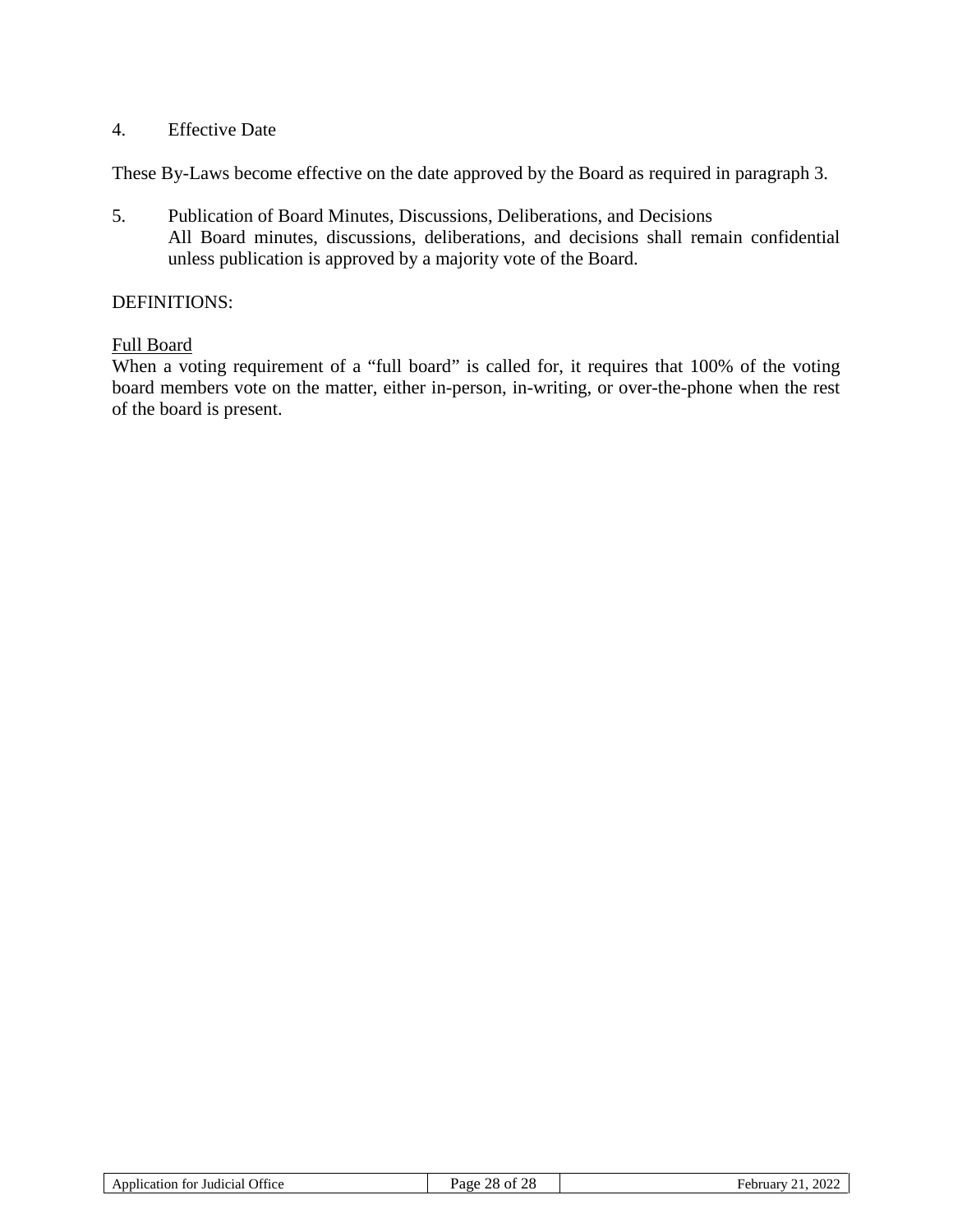4. Effective Date

These By-Laws become effective on the date approved by the Board as required in paragraph 3.

5. Publication of Board Minutes, Discussions, Deliberations, and Decisions
   All Board minutes, discussions, deliberations, and decisions shall remain confidential unless publication is approved by a majority vote of the Board.

DEFINITIONS:

<u>Full Board</u>
When a voting requirement of a "full board" is called for, it requires that 100% of the voting board members vote on the matter, either in-person, in-writing, or over-the-phone when the rest of the board is present.